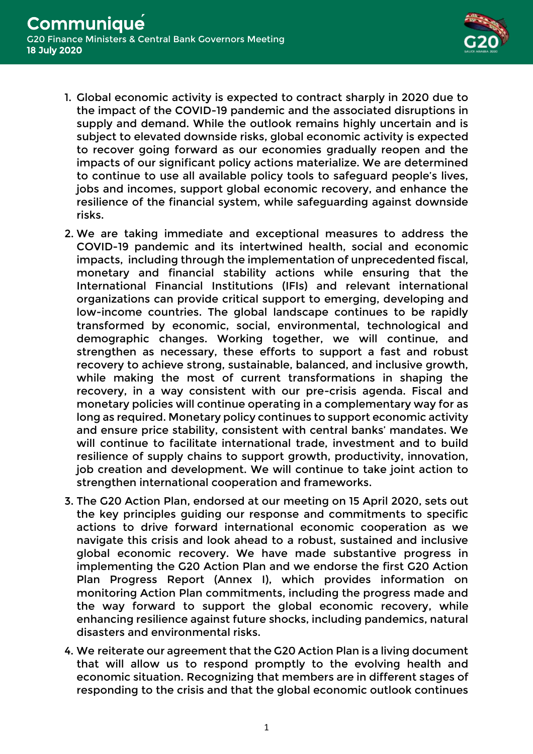# Communiqué

G20 Finance Ministers & Central Bank Governors Meeting

**18 July 2020**

1. Global economic activity is expected to contract sharply in 2020 due to the impact of the COVID-19 pandemic and the associated disruptions in supply and demand. While the outlook remains highly uncertain and is subject to elevated downside risks, global economic activity is expected to recover going forward as our economies gradually reopen and the impacts of our significant policy actions materialize. We are determined to continue to use all available policy tools to safeguard people's lives, jobs and incomes, support global economic recovery, and enhance the resilience of the financial system, while safeguarding against downside risks.

2. We are taking immediate and exceptional measures to address the COVID-19 pandemic and its intertwined health, social and economic impacts, including through the implementation of unprecedented fiscal, monetary and financial stability actions while ensuring that the International Financial Institutions (IFIs) and relevant international organizations can provide critical support to emerging, developing and low-income countries. The global landscape continues to be rapidly transformed by economic, social, environmental, technological and demographic changes. Working together, we will continue, and strengthen as necessary, these efforts to support a fast and robust recovery to achieve strong, sustainable, balanced, and inclusive growth, while making the most of current transformations in shaping the recovery, in a way consistent with our pre-crisis agenda. Fiscal and monetary policies will continue operating in a complementary way for as long as required. Monetary policy continues to support economic activity and ensure price stability, consistent with central banks' mandates. We will continue to facilitate international trade, investment and to build resilience of supply chains to support growth, productivity, innovation, job creation and development. We will continue to take joint action to strengthen international cooperation and frameworks.

3. The G20 Action Plan, endorsed at our meeting on 15 April 2020, sets out the key principles guiding our response and commitments to specific actions to drive forward international economic cooperation as we navigate this crisis and look ahead to a robust, sustained and inclusive global economic recovery. We have made substantive progress in implementing the G20 Action Plan and we endorse the first G20 Action Plan Progress Report (Annex I), which provides information on monitoring Action Plan commitments, including the progress made and the way forward to support the global economic recovery, while enhancing resilience against future shocks, including pandemics, natural disasters and environmental risks.

4. We reiterate our agreement that the G20 Action Plan is a living document that will allow us to respond promptly to the evolving health and economic situation. Recognizing that members are in different stages of responding to the crisis and that the global economic outlook continues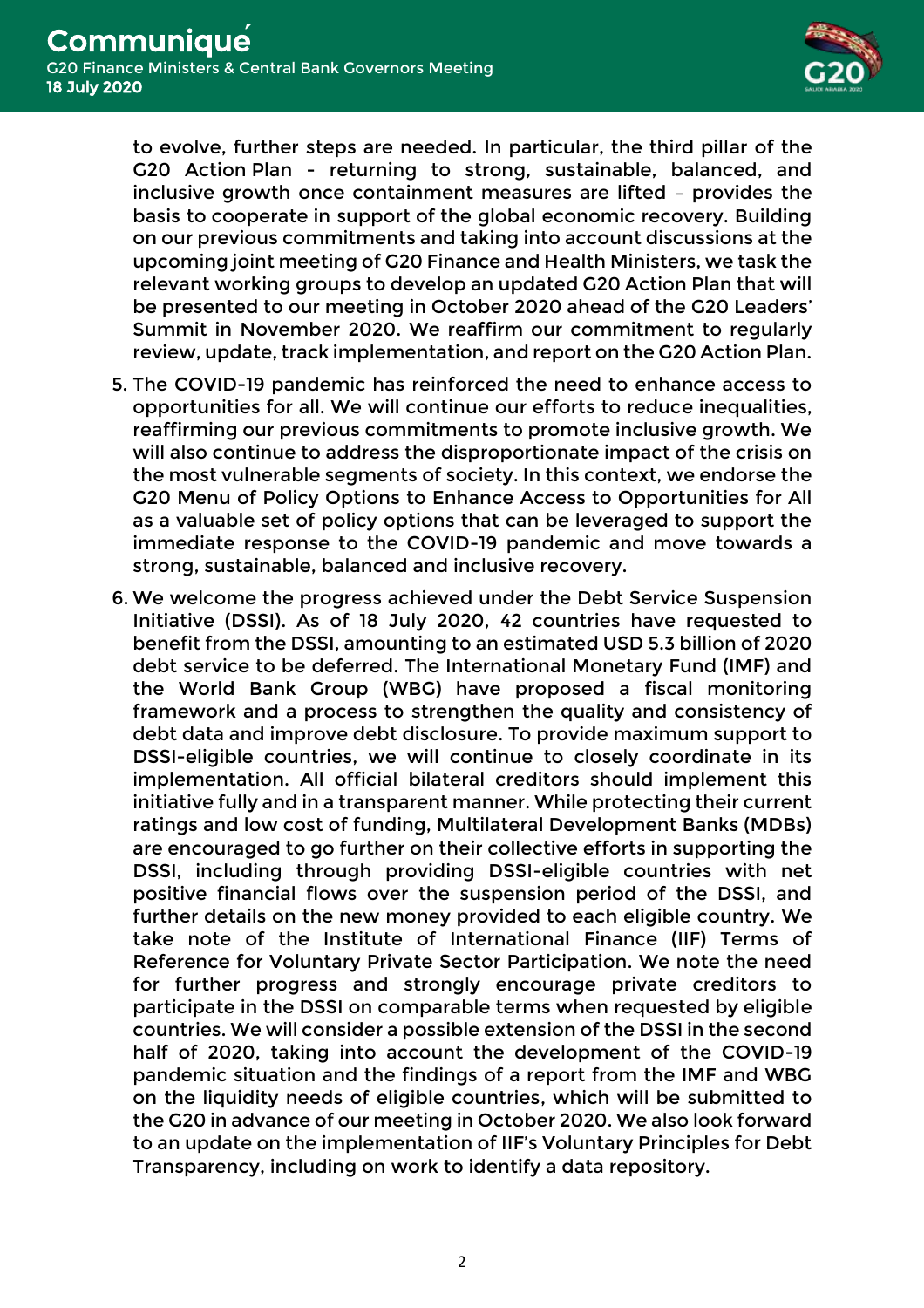to evolve, further steps are needed. In particular, the third pillar of the G20 Action Plan - returning to strong, sustainable, balanced, and inclusive growth once containment measures are lifted – provides the basis to cooperate in support of the global economic recovery. Building on our previous commitments and taking into account discussions at the upcoming joint meeting of G20 Finance and Health Ministers, we task the relevant working groups to develop an updated G20 Action Plan that will be presented to our meeting in October 2020 ahead of the G20 Leaders' Summit in November 2020. We reaffirm our commitment to regularly review, update, track implementation, and report on the G20 Action Plan.

5. The COVID-19 pandemic has reinforced the need to enhance access to opportunities for all. We will continue our efforts to reduce inequalities, reaffirming our previous commitments to promote inclusive growth. We will also continue to address the disproportionate impact of the crisis on the most vulnerable segments of society. In this context, we endorse the G20 Menu of Policy Options to Enhance Access to Opportunities for All as a valuable set of policy options that can be leveraged to support the immediate response to the COVID-19 pandemic and move towards a strong, sustainable, balanced and inclusive recovery.
6. We welcome the progress achieved under the Debt Service Suspension Initiative (DSSI). As of 18 July 2020, 42 countries have requested to benefit from the DSSI, amounting to an estimated USD 5.3 billion of 2020 debt service to be deferred. The International Monetary Fund (IMF) and the World Bank Group (WBG) have proposed a fiscal monitoring framework and a process to strengthen the quality and consistency of debt data and improve debt disclosure. To provide maximum support to DSSI-eligible countries, we will continue to closely coordinate in its implementation. All official bilateral creditors should implement this initiative fully and in a transparent manner. While protecting their current ratings and low cost of funding, Multilateral Development Banks (MDBs) are encouraged to go further on their collective efforts in supporting the DSSI, including through providing DSSI-eligible countries with net positive financial flows over the suspension period of the DSSI, and further details on the new money provided to each eligible country. We take note of the Institute of International Finance (IIF) Terms of Reference for Voluntary Private Sector Participation. We note the need for further progress and strongly encourage private creditors to participate in the DSSI on comparable terms when requested by eligible countries. We will consider a possible extension of the DSSI in the second half of 2020, taking into account the development of the COVID-19 pandemic situation and the findings of a report from the IMF and WBG on the liquidity needs of eligible countries, which will be submitted to the G20 in advance of our meeting in October 2020. We also look forward to an update on the implementation of IIF's Voluntary Principles for Debt Transparency, including on work to identify a data repository.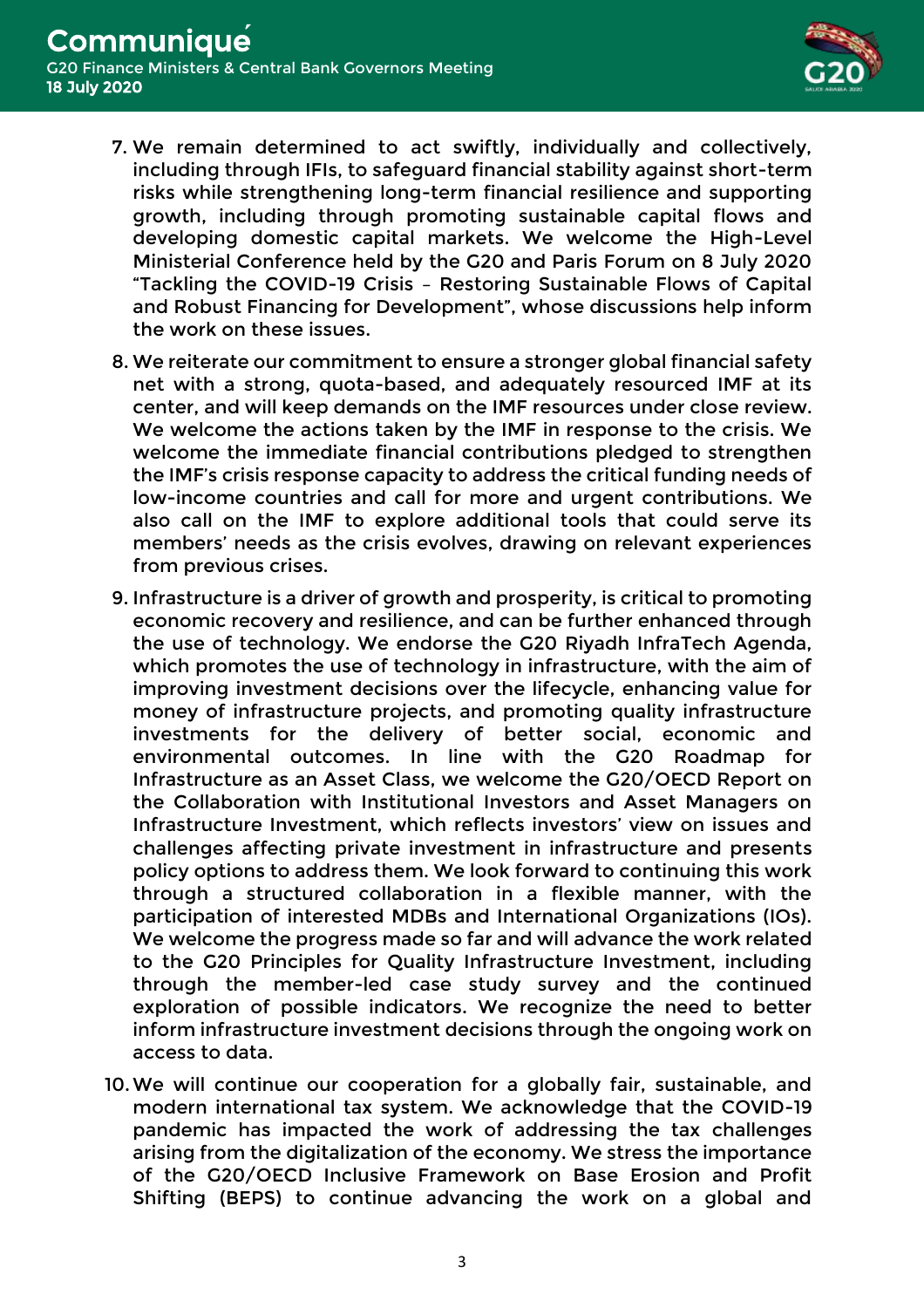7. We remain determined to act swiftly, individually and collectively, including through IFIs, to safeguard financial stability against short-term risks while strengthening long-term financial resilience and supporting growth, including through promoting sustainable capital flows and developing domestic capital markets. We welcome the High-Level Ministerial Conference held by the G20 and Paris Forum on 8 July 2020 "Tackling the COVID-19 Crisis – Restoring Sustainable Flows of Capital and Robust Financing for Development", whose discussions help inform the work on these issues.

8. We reiterate our commitment to ensure a stronger global financial safety net with a strong, quota-based, and adequately resourced IMF at its center, and will keep demands on the IMF resources under close review. We welcome the actions taken by the IMF in response to the crisis. We welcome the immediate financial contributions pledged to strengthen the IMF's crisis response capacity to address the critical funding needs of low-income countries and call for more and urgent contributions. We also call on the IMF to explore additional tools that could serve its members' needs as the crisis evolves, drawing on relevant experiences from previous crises.

9. Infrastructure is a driver of growth and prosperity, is critical to promoting economic recovery and resilience, and can be further enhanced through the use of technology. We endorse the G20 Riyadh InfraTech Agenda, which promotes the use of technology in infrastructure, with the aim of improving investment decisions over the lifecycle, enhancing value for money of infrastructure projects, and promoting quality infrastructure investments for the delivery of better social, economic and environmental outcomes. In line with the G20 Roadmap for Infrastructure as an Asset Class, we welcome the G20/OECD Report on the Collaboration with Institutional Investors and Asset Managers on Infrastructure Investment, which reflects investors' view on issues and challenges affecting private investment in infrastructure and presents policy options to address them. We look forward to continuing this work through a structured collaboration in a flexible manner, with the participation of interested MDBs and International Organizations (IOs). We welcome the progress made so far and will advance the work related to the G20 Principles for Quality Infrastructure Investment, including through the member-led case study survey and the continued exploration of possible indicators. We recognize the need to better inform infrastructure investment decisions through the ongoing work on access to data.

10. We will continue our cooperation for a globally fair, sustainable, and modern international tax system. We acknowledge that the COVID-19 pandemic has impacted the work of addressing the tax challenges arising from the digitalization of the economy. We stress the importance of the G20/OECD Inclusive Framework on Base Erosion and Profit Shifting (BEPS) to continue advancing the work on a global and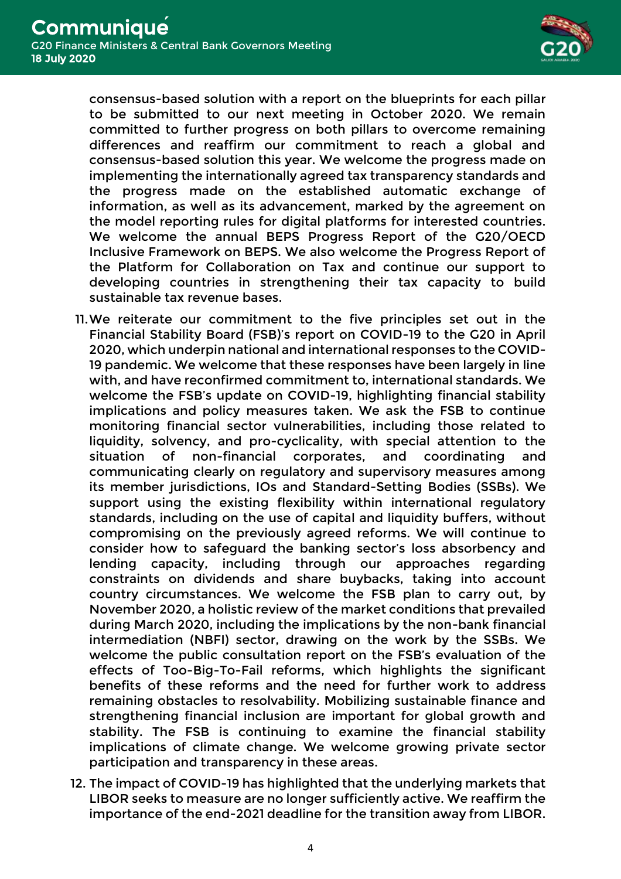consensus-based solution with a report on the blueprints for each pillar to be submitted to our next meeting in October 2020. We remain committed to further progress on both pillars to overcome remaining differences and reaffirm our commitment to reach a global and consensus-based solution this year. We welcome the progress made on implementing the internationally agreed tax transparency standards and the progress made on the established automatic exchange of information, as well as its advancement, marked by the agreement on the model reporting rules for digital platforms for interested countries. We welcome the annual BEPS Progress Report of the G20/OECD Inclusive Framework on BEPS. We also welcome the Progress Report of the Platform for Collaboration on Tax and continue our support to developing countries in strengthening their tax capacity to build sustainable tax revenue bases.

11. We reiterate our commitment to the five principles set out in the Financial Stability Board (FSB)'s report on COVID-19 to the G20 in April 2020, which underpin national and international responses to the COVID-19 pandemic. We welcome that these responses have been largely in line with, and have reconfirmed commitment to, international standards. We welcome the FSB's update on COVID-19, highlighting financial stability implications and policy measures taken. We ask the FSB to continue monitoring financial sector vulnerabilities, including those related to liquidity, solvency, and pro-cyclicality, with special attention to the situation of non-financial corporates, and coordinating and communicating clearly on regulatory and supervisory measures among its member jurisdictions, IOs and Standard-Setting Bodies (SSBs). We support using the existing flexibility within international regulatory standards, including on the use of capital and liquidity buffers, without compromising on the previously agreed reforms. We will continue to consider how to safeguard the banking sector's loss absorbency and lending capacity, including through our approaches regarding constraints on dividends and share buybacks, taking into account country circumstances. We welcome the FSB plan to carry out, by November 2020, a holistic review of the market conditions that prevailed during March 2020, including the implications by the non-bank financial intermediation (NBFI) sector, drawing on the work by the SSBs. We welcome the public consultation report on the FSB's evaluation of the effects of Too-Big-To-Fail reforms, which highlights the significant benefits of these reforms and the need for further work to address remaining obstacles to resolvability. Mobilizing sustainable finance and strengthening financial inclusion are important for global growth and stability. The FSB is continuing to examine the financial stability implications of climate change. We welcome growing private sector participation and transparency in these areas.

12. The impact of COVID-19 has highlighted that the underlying markets that LIBOR seeks to measure are no longer sufficiently active. We reaffirm the importance of the end-2021 deadline for the transition away from LIBOR.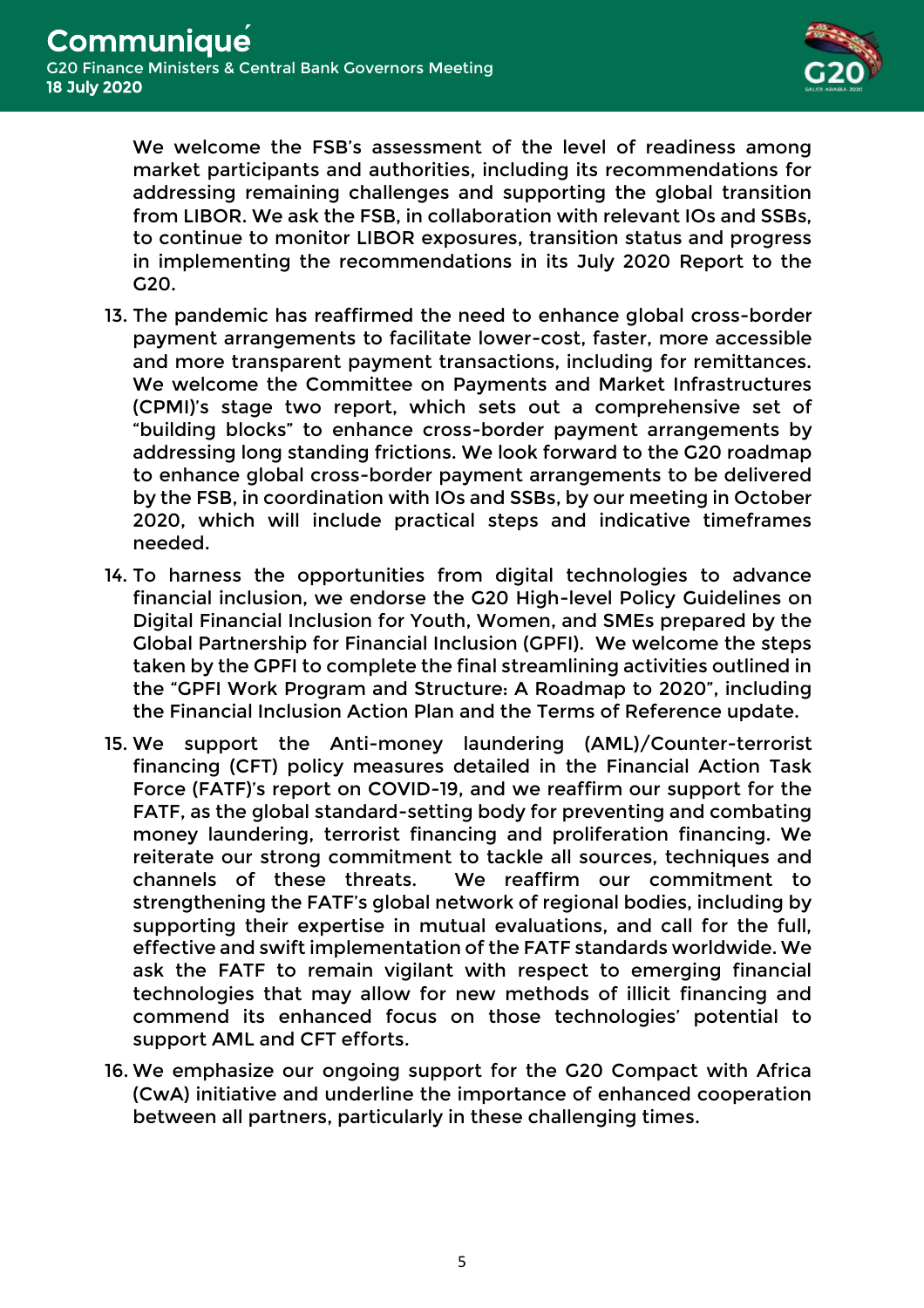We welcome the FSB's assessment of the level of readiness among market participants and authorities, including its recommendations for addressing remaining challenges and supporting the global transition from LIBOR. We ask the FSB, in collaboration with relevant IOs and SSBs, to continue to monitor LIBOR exposures, transition status and progress in implementing the recommendations in its July 2020 Report to the G20.

13. The pandemic has reaffirmed the need to enhance global cross-border payment arrangements to facilitate lower-cost, faster, more accessible and more transparent payment transactions, including for remittances. We welcome the Committee on Payments and Market Infrastructures (CPMI)'s stage two report, which sets out a comprehensive set of "building blocks" to enhance cross-border payment arrangements by addressing long standing frictions. We look forward to the G20 roadmap to enhance global cross-border payment arrangements to be delivered by the FSB, in coordination with IOs and SSBs, by our meeting in October 2020, which will include practical steps and indicative timeframes needed.

14. To harness the opportunities from digital technologies to advance financial inclusion, we endorse the G20 High-level Policy Guidelines on Digital Financial Inclusion for Youth, Women, and SMEs prepared by the Global Partnership for Financial Inclusion (GPFI). We welcome the steps taken by the GPFI to complete the final streamlining activities outlined in the "GPFI Work Program and Structure: A Roadmap to 2020", including the Financial Inclusion Action Plan and the Terms of Reference update.

15. We support the Anti-money laundering (AML)/Counter-terrorist financing (CFT) policy measures detailed in the Financial Action Task Force (FATF)'s report on COVID-19, and we reaffirm our support for the FATF, as the global standard-setting body for preventing and combating money laundering, terrorist financing and proliferation financing. We reiterate our strong commitment to tackle all sources, techniques and channels of these threats. We reaffirm our commitment to strengthening the FATF's global network of regional bodies, including by supporting their expertise in mutual evaluations, and call for the full, effective and swift implementation of the FATF standards worldwide. We ask the FATF to remain vigilant with respect to emerging financial technologies that may allow for new methods of illicit financing and commend its enhanced focus on those technologies' potential to support AML and CFT efforts.

16. We emphasize our ongoing support for the G20 Compact with Africa (CwA) initiative and underline the importance of enhanced cooperation between all partners, particularly in these challenging times.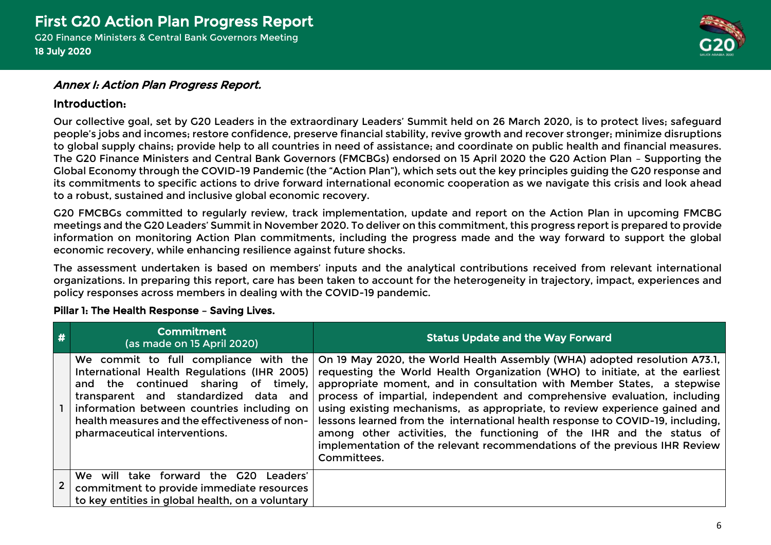## Annex I: Action Plan Progress Report.

### Introduction:

Our collective goal, set by G20 Leaders in the extraordinary Leaders' Summit held on 26 March 2020, is to protect lives; safeguard people's jobs and incomes; restore confidence, preserve financial stability, revive growth and recover stronger; minimize disruptions to global supply chains; provide help to all countries in need of assistance; and coordinate on public health and financial measures. The G20 Finance Ministers and Central Bank Governors (FMCBGs) endorsed on 15 April 2020 the G20 Action Plan – Supporting the Global Economy through the COVID-19 Pandemic (the "Action Plan"), which sets out the key principles guiding the G20 response and its commitments to specific actions to drive forward international economic cooperation as we navigate this crisis and look ahead to a robust, sustained and inclusive global economic recovery.

G20 FMCBGs committed to regularly review, track implementation, update and report on the Action Plan in upcoming FMCBG meetings and the G20 Leaders' Summit in November 2020. To deliver on this commitment, this progress report is prepared to provide information on monitoring Action Plan commitments, including the progress made and the way forward to support the global economic recovery, while enhancing resilience against future shocks.

The assessment undertaken is based on members' inputs and the analytical contributions received from relevant international organizations. In preparing this report, care has been taken to account for the heterogeneity in trajectory, impact, experiences and policy responses across members in dealing with the COVID-19 pandemic.

### Pillar 1: The Health Response – Saving Lives.

| # | Commitment (as made on 15 April 2020) | Status Update and the Way Forward |
|---|---|---|
| 1 | We commit to full compliance with the International Health Regulations (IHR 2005) and the continued sharing of timely, transparent and standardized data and information between countries including on health measures and the effectiveness of non-pharmaceutical interventions. | On 19 May 2020, the World Health Assembly (WHA) adopted resolution A73.1, requesting the World Health Organization (WHO) to initiate, at the earliest appropriate moment, and in consultation with Member States, a stepwise process of impartial, independent and comprehensive evaluation, including using existing mechanisms, as appropriate, to review experience gained and lessons learned from the international health response to COVID-19, including, among other activities, the functioning of the IHR and the status of implementation of the relevant recommendations of the previous IHR Review Committees. |
| 2 | We will take forward the G20 Leaders' commitment to provide immediate resources to key entities in global health, on a voluntary | |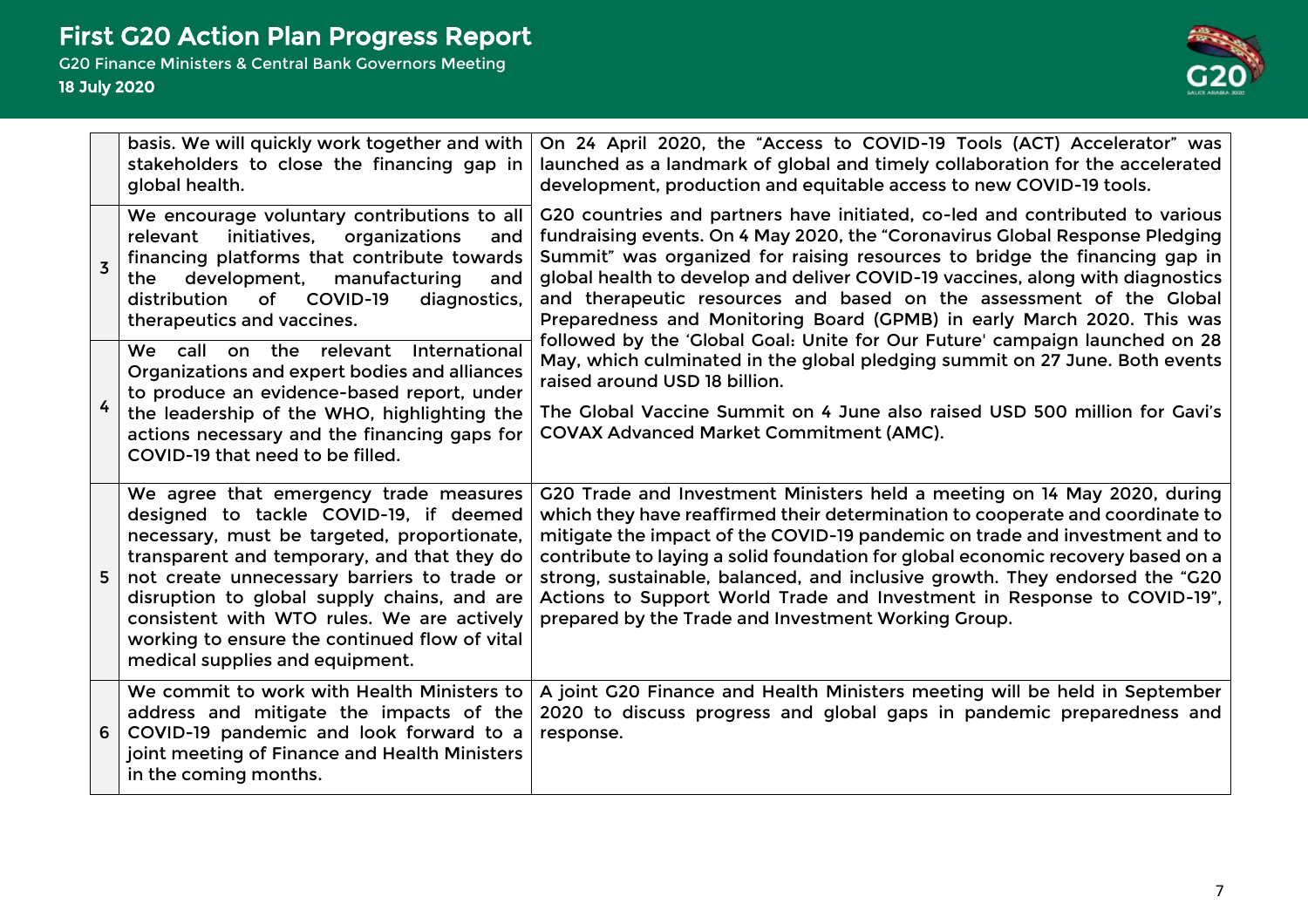| | | |
|---|---|---|
| | basis. We will quickly work together and with stakeholders to close the financing gap in global health. | On 24 April 2020, the "Access to COVID-19 Tools (ACT) Accelerator" was launched as a landmark of global and timely collaboration for the accelerated development, production and equitable access to new COVID-19 tools. |
| 3 | We encourage voluntary contributions to all relevant initiatives, organizations and financing platforms that contribute towards the development, manufacturing and distribution of COVID-19 diagnostics, therapeutics and vaccines. | G20 countries and partners have initiated, co-led and contributed to various fundraising events. On 4 May 2020, the "Coronavirus Global Response Pledging Summit" was organized for raising resources to bridge the financing gap in global health to develop and deliver COVID-19 vaccines, along with diagnostics and therapeutic resources and based on the assessment of the Global Preparedness and Monitoring Board (GPMB) in early March 2020. This was followed by the 'Global Goal: Unite for Our Future' campaign launched on 28 May, which culminated in the global pledging summit on 27 June. Both events raised around USD 18 billion.<br><br>The Global Vaccine Summit on 4 June also raised USD 500 million for Gavi's COVAX Advanced Market Commitment (AMC). |
| 4 | We call on the relevant International Organizations and expert bodies and alliances to produce an evidence-based report, under the leadership of the WHO, highlighting the actions necessary and the financing gaps for COVID-19 that need to be filled. | |
| 5 | We agree that emergency trade measures designed to tackle COVID-19, if deemed necessary, must be targeted, proportionate, transparent and temporary, and that they do not create unnecessary barriers to trade or disruption to global supply chains, and are consistent with WTO rules. We are actively working to ensure the continued flow of vital medical supplies and equipment. | G20 Trade and Investment Ministers held a meeting on 14 May 2020, during which they have reaffirmed their determination to cooperate and coordinate to mitigate the impact of the COVID-19 pandemic on trade and investment and to contribute to laying a solid foundation for global economic recovery based on a strong, sustainable, balanced, and inclusive growth. They endorsed the "G20 Actions to Support World Trade and Investment in Response to COVID-19", prepared by the Trade and Investment Working Group. |
| 6 | We commit to work with Health Ministers to address and mitigate the impacts of the COVID-19 pandemic and look forward to a joint meeting of Finance and Health Ministers in the coming months. | A joint G20 Finance and Health Ministers meeting will be held in September 2020 to discuss progress and global gaps in pandemic preparedness and response. |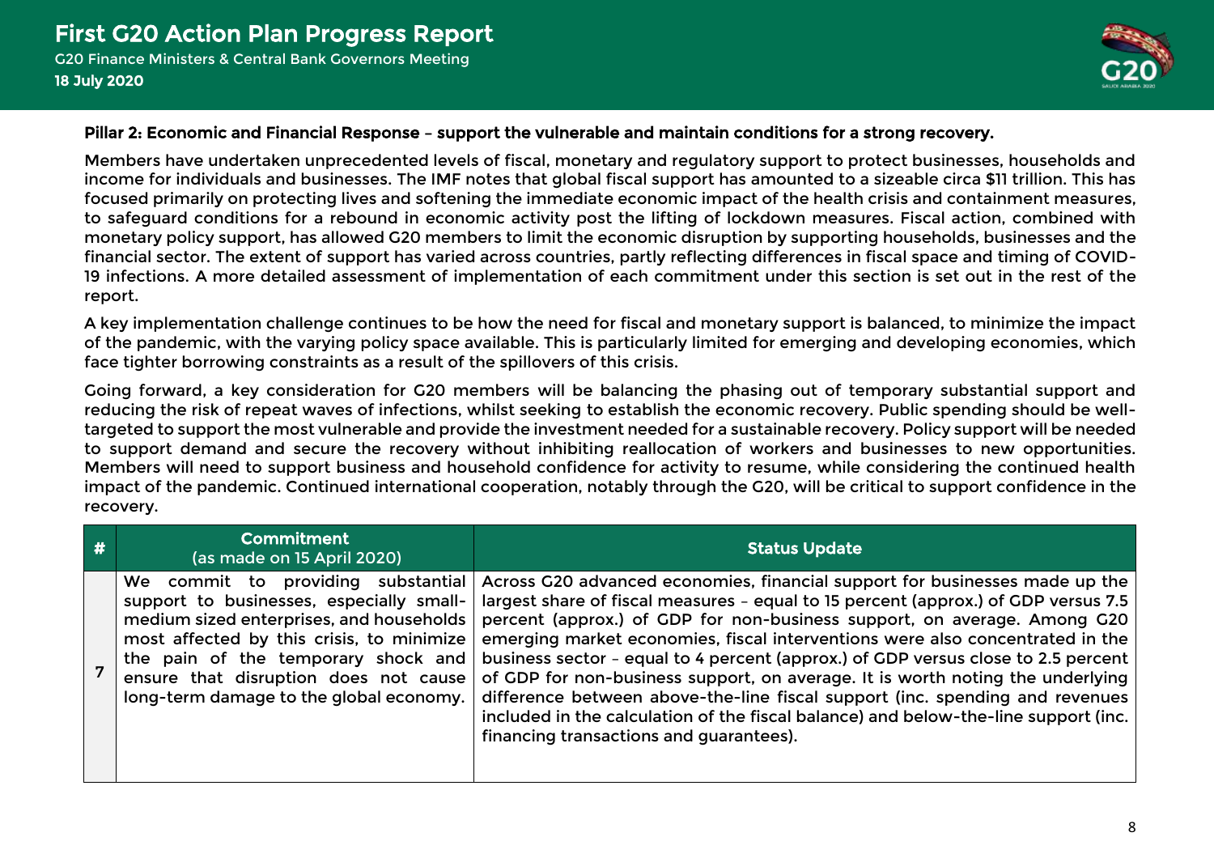**Pillar 2: Economic and Financial Response – support the vulnerable and maintain conditions for a strong recovery.**

Members have undertaken unprecedented levels of fiscal, monetary and regulatory support to protect businesses, households and income for individuals and businesses. The IMF notes that global fiscal support has amounted to a sizeable circa $11 trillion. This has focused primarily on protecting lives and softening the immediate economic impact of the health crisis and containment measures, to safeguard conditions for a rebound in economic activity post the lifting of lockdown measures. Fiscal action, combined with monetary policy support, has allowed G20 members to limit the economic disruption by supporting households, businesses and the financial sector. The extent of support has varied across countries, partly reflecting differences in fiscal space and timing of COVID-19 infections. A more detailed assessment of implementation of each commitment under this section is set out in the rest of the report.

A key implementation challenge continues to be how the need for fiscal and monetary support is balanced, to minimize the impact of the pandemic, with the varying policy space available. This is particularly limited for emerging and developing economies, which face tighter borrowing constraints as a result of the spillovers of this crisis.

Going forward, a key consideration for G20 members will be balancing the phasing out of temporary substantial support and reducing the risk of repeat waves of infections, whilst seeking to establish the economic recovery. Public spending should be well-targeted to support the most vulnerable and provide the investment needed for a sustainable recovery. Policy support will be needed to support demand and secure the recovery without inhibiting reallocation of workers and businesses to new opportunities. Members will need to support business and household confidence for activity to resume, while considering the continued health impact of the pandemic. Continued international cooperation, notably through the G20, will be critical to support confidence in the recovery.

| # | Commitment (as made on 15 April 2020) | Status Update |
|---|---|---|
| 7 | We commit to providing substantial support to businesses, especially small-medium sized enterprises, and households most affected by this crisis, to minimize the pain of the temporary shock and ensure that disruption does not cause long-term damage to the global economy. | Across G20 advanced economies, financial support for businesses made up the largest share of fiscal measures – equal to 15 percent (approx.) of GDP versus 7.5 percent (approx.) of GDP for non-business support, on average. Among G20 emerging market economies, fiscal interventions were also concentrated in the business sector – equal to 4 percent (approx.) of GDP versus close to 2.5 percent of GDP for non-business support, on average. It is worth noting the underlying difference between above-the-line fiscal support (inc. spending and revenues included in the calculation of the fiscal balance) and below-the-line support (inc. financing transactions and guarantees). |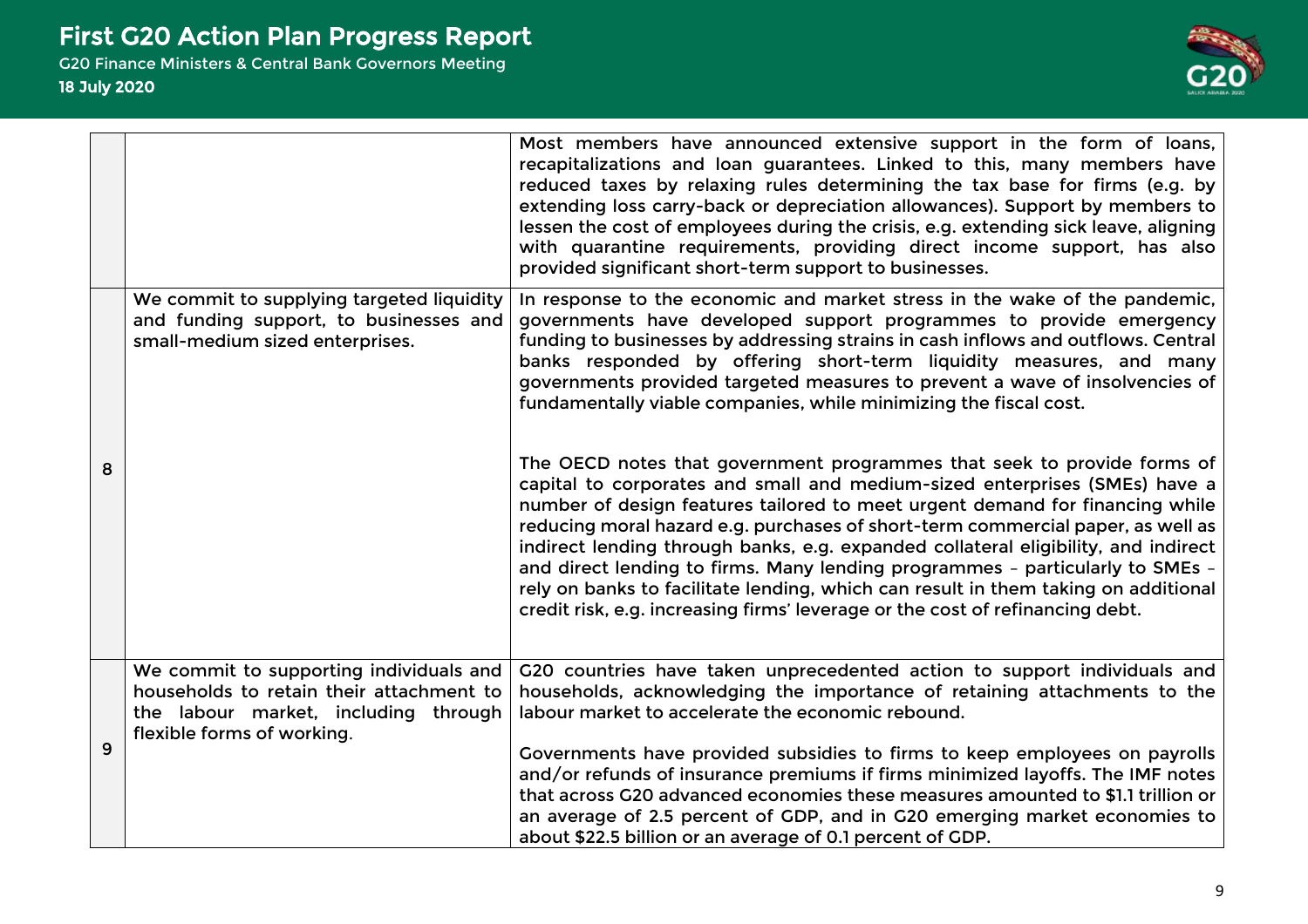| | | |
|---|---|---|
| | | Most members have announced extensive support in the form of loans, recapitalizations and loan guarantees. Linked to this, many members have reduced taxes by relaxing rules determining the tax base for firms (e.g. by extending loss carry-back or depreciation allowances). Support by members to lessen the cost of employees during the crisis, e.g. extending sick leave, aligning with quarantine requirements, providing direct income support, has also provided significant short-term support to businesses. |
| 8 | We commit to supplying targeted liquidity and funding support, to businesses and small-medium sized enterprises. | In response to the economic and market stress in the wake of the pandemic, governments have developed support programmes to provide emergency funding to businesses by addressing strains in cash inflows and outflows. Central banks responded by offering short-term liquidity measures, and many governments provided targeted measures to prevent a wave of insolvencies of fundamentally viable companies, while minimizing the fiscal cost.<br><br>The OECD notes that government programmes that seek to provide forms of capital to corporates and small and medium-sized enterprises (SMEs) have a number of design features tailored to meet urgent demand for financing while reducing moral hazard e.g. purchases of short-term commercial paper, as well as indirect lending through banks, e.g. expanded collateral eligibility, and indirect and direct lending to firms. Many lending programmes – particularly to SMEs – rely on banks to facilitate lending, which can result in them taking on additional credit risk, e.g. increasing firms' leverage or the cost of refinancing debt. |
| 9 | We commit to supporting individuals and households to retain their attachment to the labour market, including through flexible forms of working. | G20 countries have taken unprecedented action to support individuals and households, acknowledging the importance of retaining attachments to the labour market to accelerate the economic rebound.<br><br>Governments have provided subsidies to firms to keep employees on payrolls and/or refunds of insurance premiums if firms minimized layoffs. The IMF notes that across G20 advanced economies these measures amounted to $1.1 trillion or an average of 2.5 percent of GDP, and in G20 emerging market economies to about $22.5 billion or an average of 0.1 percent of GDP. |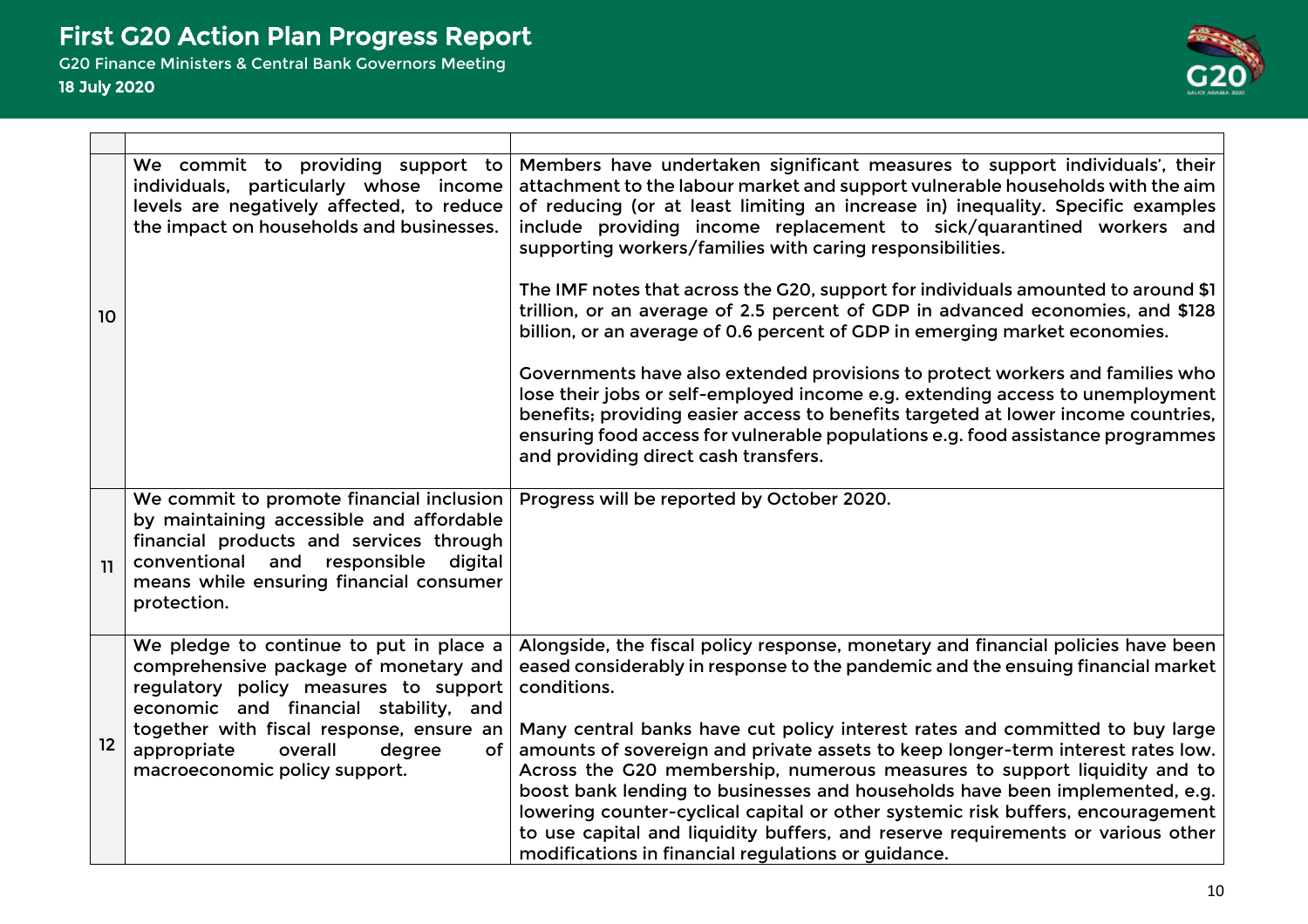| | | |
|---|---|---|
| 10 | We commit to providing support to individuals, particularly whose income levels are negatively affected, to reduce the impact on households and businesses. | Members have undertaken significant measures to support individuals', their attachment to the labour market and support vulnerable households with the aim of reducing (or at least limiting an increase in) inequality. Specific examples include providing income replacement to sick/quarantined workers and supporting workers/families with caring responsibilities.<br><br>The IMF notes that across the G20, support for individuals amounted to around $1 trillion, or an average of 2.5 percent of GDP in advanced economies, and $128 billion, or an average of 0.6 percent of GDP in emerging market economies.<br><br>Governments have also extended provisions to protect workers and families who lose their jobs or self-employed income e.g. extending access to unemployment benefits; providing easier access to benefits targeted at lower income countries, ensuring food access for vulnerable populations e.g. food assistance programmes and providing direct cash transfers. |
| 11 | We commit to promote financial inclusion by maintaining accessible and affordable financial products and services through conventional and responsible digital means while ensuring financial consumer protection. | Progress will be reported by October 2020. |
| 12 | We pledge to continue to put in place a comprehensive package of monetary and regulatory policy measures to support economic and financial stability, and together with fiscal response, ensure an appropriate overall degree of macroeconomic policy support. | Alongside, the fiscal policy response, monetary and financial policies have been eased considerably in response to the pandemic and the ensuing financial market conditions.<br><br>Many central banks have cut policy interest rates and committed to buy large amounts of sovereign and private assets to keep longer-term interest rates low. Across the G20 membership, numerous measures to support liquidity and to boost bank lending to businesses and households have been implemented, e.g. lowering counter-cyclical capital or other systemic risk buffers, encouragement to use capital and liquidity buffers, and reserve requirements or various other modifications in financial regulations or guidance. |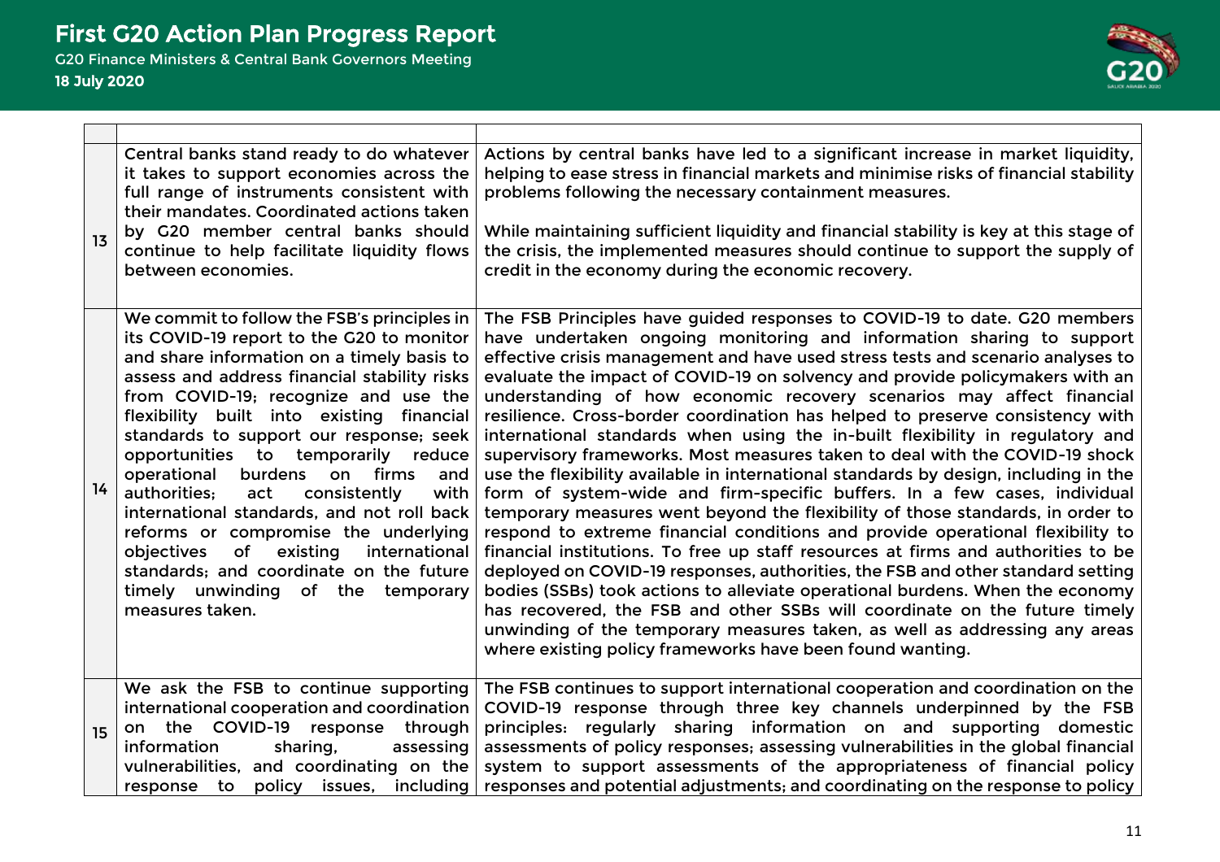|  |  |  |
|---|---|---|
| 13 | Central banks stand ready to do whatever it takes to support economies across the full range of instruments consistent with their mandates. Coordinated actions taken by G20 member central banks should continue to help facilitate liquidity flows between economies. | Actions by central banks have led to a significant increase in market liquidity, helping to ease stress in financial markets and minimise risks of financial stability problems following the necessary containment measures.<br><br>While maintaining sufficient liquidity and financial stability is key at this stage of the crisis, the implemented measures should continue to support the supply of credit in the economy during the economic recovery. |
| 14 | We commit to follow the FSB's principles in its COVID-19 report to the G20 to monitor and share information on a timely basis to assess and address financial stability risks from COVID-19; recognize and use the flexibility built into existing financial standards to support our response; seek opportunities to temporarily reduce operational burdens on firms and authorities; act consistently with international standards, and not roll back reforms or compromise the underlying objectives of existing international standards; and coordinate on the future timely unwinding of the temporary measures taken. | The FSB Principles have guided responses to COVID-19 to date. G20 members have undertaken ongoing monitoring and information sharing to support effective crisis management and have used stress tests and scenario analyses to evaluate the impact of COVID-19 on solvency and provide policymakers with an understanding of how economic recovery scenarios may affect financial resilience. Cross-border coordination has helped to preserve consistency with international standards when using the in-built flexibility in regulatory and supervisory frameworks. Most measures taken to deal with the COVID-19 shock use the flexibility available in international standards by design, including in the form of system-wide and firm-specific buffers. In a few cases, individual temporary measures went beyond the flexibility of those standards, in order to respond to extreme financial conditions and provide operational flexibility to financial institutions. To free up staff resources at firms and authorities to be deployed on COVID-19 responses, authorities, the FSB and other standard setting bodies (SSBs) took actions to alleviate operational burdens. When the economy has recovered, the FSB and other SSBs will coordinate on the future timely unwinding of the temporary measures taken, as well as addressing any areas where existing policy frameworks have been found wanting. |
| 15 | We ask the FSB to continue supporting international cooperation and coordination on the COVID-19 response through information sharing, assessing vulnerabilities, and coordinating on the response to policy issues, including | The FSB continues to support international cooperation and coordination on the COVID-19 response through three key channels underpinned by the FSB principles: regularly sharing information on and supporting domestic assessments of policy responses; assessing vulnerabilities in the global financial system to support assessments of the appropriateness of financial policy responses and potential adjustments; and coordinating on the response to policy |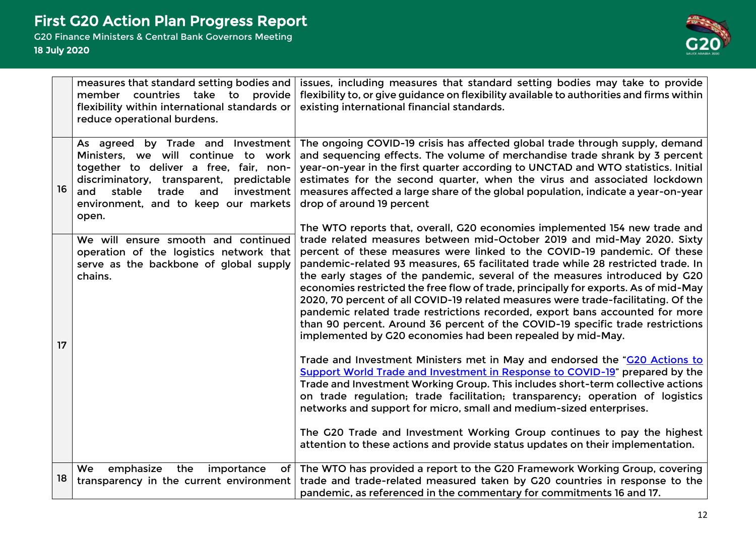| | | |
|---|---|---|
| | measures that standard setting bodies and member countries take to provide flexibility within international standards or reduce operational burdens. | issues, including measures that standard setting bodies may take to provide flexibility to, or give guidance on flexibility available to authorities and firms within existing international financial standards. |
| 16 | As agreed by Trade and Investment Ministers, we will continue to work together to deliver a free, fair, non-discriminatory, transparent, predictable and stable trade and investment environment, and to keep our markets open. | The ongoing COVID-19 crisis has affected global trade through supply, demand and sequencing effects. The volume of merchandise trade shrank by 3 percent year-on-year in the first quarter according to UNCTAD and WTO statistics. Initial estimates for the second quarter, when the virus and associated lockdown measures affected a large share of the global population, indicate a year-on-year drop of around 19 percent<br><br>The WTO reports that, overall, G20 economies implemented 154 new trade and trade related measures between mid-October 2019 and mid-May 2020. Sixty percent of these measures were linked to the COVID-19 pandemic. Of these pandemic-related 93 measures, 65 facilitated trade while 28 restricted trade. In the early stages of the pandemic, several of the measures introduced by G20 economies restricted the free flow of trade, principally for exports. As of mid-May 2020, 70 percent of all COVID-19 related measures were trade-facilitating. Of the pandemic related trade restrictions recorded, export bans accounted for more than 90 percent. Around 36 percent of the COVID-19 specific trade restrictions implemented by G20 economies had been repealed by mid-May.<br><br>Trade and Investment Ministers met in May and endorsed the "G20 Actions to Support World Trade and Investment in Response to COVID-19" prepared by the Trade and Investment Working Group. This includes short-term collective actions on trade regulation; trade facilitation; transparency; operation of logistics networks and support for micro, small and medium-sized enterprises.<br><br>The G20 Trade and Investment Working Group continues to pay the highest attention to these actions and provide status updates on their implementation. |
| 17 | We will ensure smooth and continued operation of the logistics network that serve as the backbone of global supply chains. | |
| 18 | We emphasize the importance of transparency in the current environment | The WTO has provided a report to the G20 Framework Working Group, covering trade and trade-related measured taken by G20 countries in response to the pandemic, as referenced in the commentary for commitments 16 and 17. |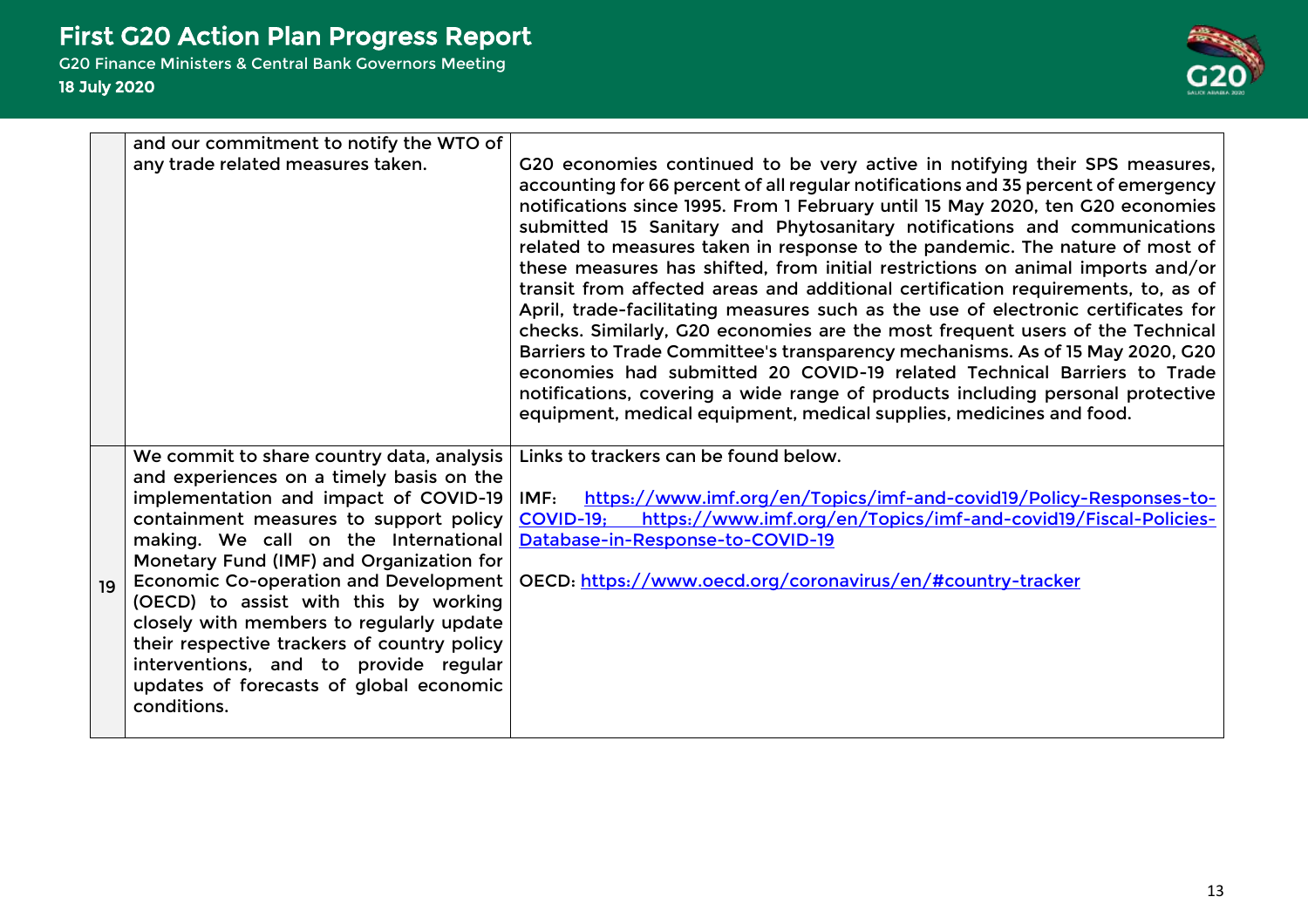| | | |
|---|---|---|
| | and our commitment to notify the WTO of any trade related measures taken. | G20 economies continued to be very active in notifying their SPS measures, accounting for 66 percent of all regular notifications and 35 percent of emergency notifications since 1995. From 1 February until 15 May 2020, ten G20 economies submitted 15 Sanitary and Phytosanitary notifications and communications related to measures taken in response to the pandemic. The nature of most of these measures has shifted, from initial restrictions on animal imports and/or transit from affected areas and additional certification requirements, to, as of April, trade-facilitating measures such as the use of electronic certificates for checks. Similarly, G20 economies are the most frequent users of the Technical Barriers to Trade Committee's transparency mechanisms. As of 15 May 2020, G20 economies had submitted 20 COVID-19 related Technical Barriers to Trade notifications, covering a wide range of products including personal protective equipment, medical equipment, medical supplies, medicines and food. |
| 19 | We commit to share country data, analysis and experiences on a timely basis on the implementation and impact of COVID-19 containment measures to support policy making. We call on the International Monetary Fund (IMF) and Organization for Economic Co-operation and Development (OECD) to assist with this by working closely with members to regularly update their respective trackers of country policy interventions, and to provide regular updates of forecasts of global economic conditions. | Links to trackers can be found below.<br><br>IMF: https://www.imf.org/en/Topics/imf-and-covid19/Policy-Responses-to-COVID-19; https://www.imf.org/en/Topics/imf-and-covid19/Fiscal-Policies-Database-in-Response-to-COVID-19<br><br>OECD: https://www.oecd.org/coronavirus/en/#country-tracker |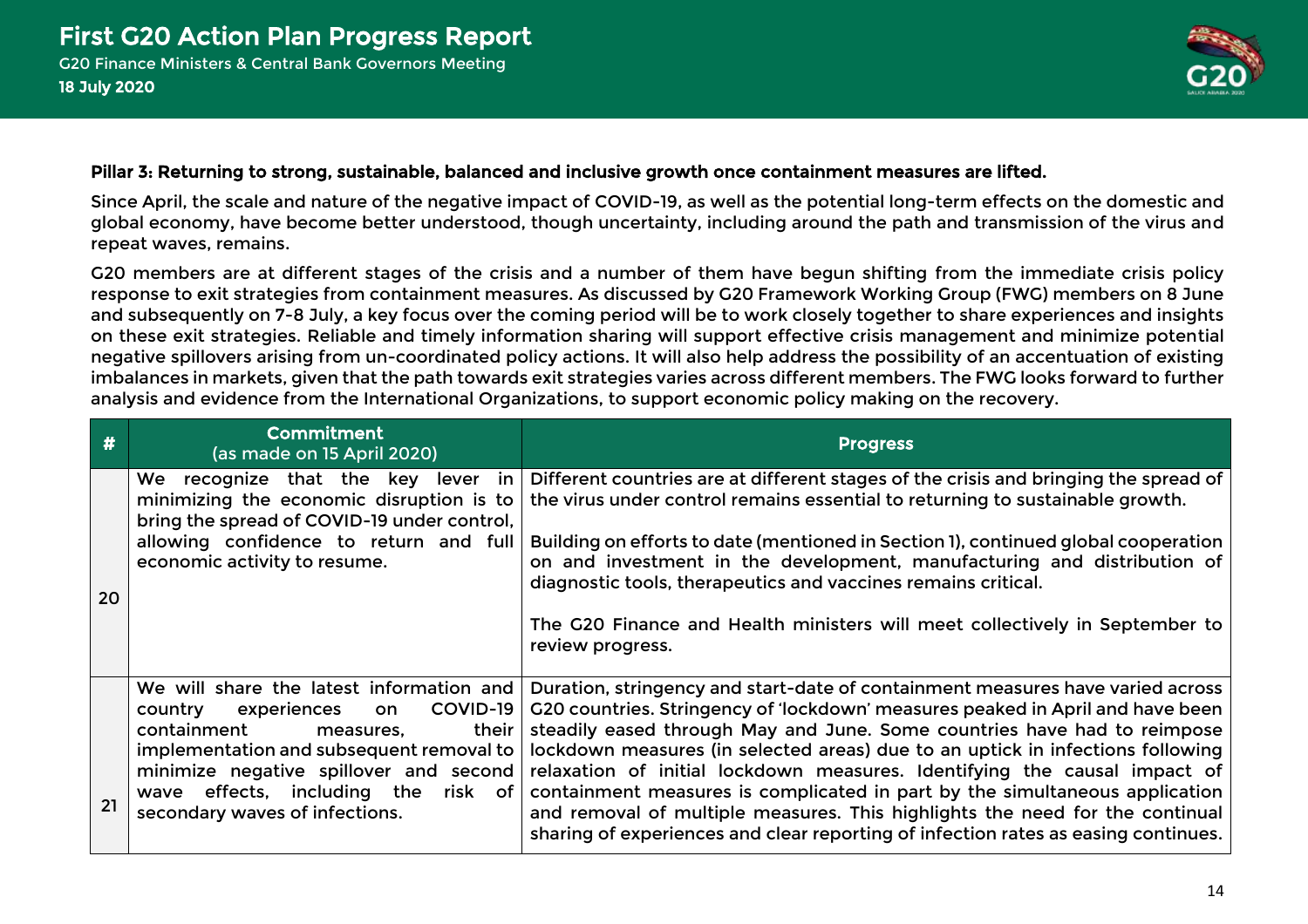**Pillar 3: Returning to strong, sustainable, balanced and inclusive growth once containment measures are lifted.**

Since April, the scale and nature of the negative impact of COVID-19, as well as the potential long-term effects on the domestic and global economy, have become better understood, though uncertainty, including around the path and transmission of the virus and repeat waves, remains.

G20 members are at different stages of the crisis and a number of them have begun shifting from the immediate crisis policy response to exit strategies from containment measures. As discussed by G20 Framework Working Group (FWG) members on 8 June and subsequently on 7-8 July, a key focus over the coming period will be to work closely together to share experiences and insights on these exit strategies. Reliable and timely information sharing will support effective crisis management and minimize potential negative spillovers arising from un-coordinated policy actions. It will also help address the possibility of an accentuation of existing imbalances in markets, given that the path towards exit strategies varies across different members. The FWG looks forward to further analysis and evidence from the International Organizations, to support economic policy making on the recovery.

| # | Commitment (as made on 15 April 2020) | Progress |
|---|---|---|
| 20 | We recognize that the key lever in minimizing the economic disruption is to bring the spread of COVID-19 under control, allowing confidence to return and full economic activity to resume. | Different countries are at different stages of the crisis and bringing the spread of the virus under control remains essential to returning to sustainable growth.<br><br>Building on efforts to date (mentioned in Section 1), continued global cooperation on and investment in the development, manufacturing and distribution of diagnostic tools, therapeutics and vaccines remains critical.<br><br>The G20 Finance and Health ministers will meet collectively in September to review progress. |
| 21 | We will share the latest information and country experiences on COVID-19 containment measures, their implementation and subsequent removal to minimize negative spillover and second wave effects, including the risk of secondary waves of infections. | Duration, stringency and start-date of containment measures have varied across G20 countries. Stringency of 'lockdown' measures peaked in April and have been steadily eased through May and June. Some countries have had to reimpose lockdown measures (in selected areas) due to an uptick in infections following relaxation of initial lockdown measures. Identifying the causal impact of containment measures is complicated in part by the simultaneous application and removal of multiple measures. This highlights the need for the continual sharing of experiences and clear reporting of infection rates as easing continues. |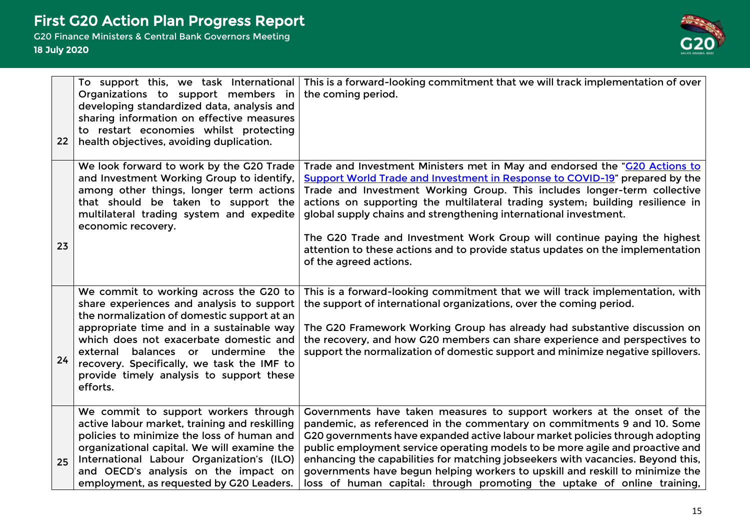| | | |
|---|---|---|
| 22 | To support this, we task International Organizations to support members in developing standardized data, analysis and sharing information on effective measures to restart economies whilst protecting health objectives, avoiding duplication. | This is a forward-looking commitment that we will track implementation of over the coming period. |
| 23 | We look forward to work by the G20 Trade and Investment Working Group to identify, among other things, longer term actions that should be taken to support the multilateral trading system and expedite economic recovery. | Trade and Investment Ministers met in May and endorsed the "G20 Actions to Support World Trade and Investment in Response to COVID-19" prepared by the Trade and Investment Working Group. This includes longer-term collective actions on supporting the multilateral trading system; building resilience in global supply chains and strengthening international investment.<br><br>The G20 Trade and Investment Work Group will continue paying the highest attention to these actions and to provide status updates on the implementation of the agreed actions. |
| 24 | We commit to working across the G20 to share experiences and analysis to support the normalization of domestic support at an appropriate time and in a sustainable way which does not exacerbate domestic and external balances or undermine the recovery. Specifically, we task the IMF to provide timely analysis to support these efforts. | This is a forward-looking commitment that we will track implementation, with the support of international organizations, over the coming period.<br><br>The G20 Framework Working Group has already had substantive discussion on the recovery, and how G20 members can share experience and perspectives to support the normalization of domestic support and minimize negative spillovers. |
| 25 | We commit to support workers through active labour market, training and reskilling policies to minimize the loss of human and organizational capital. We will examine the International Labour Organization's (ILO) and OECD's analysis on the impact on employment, as requested by G20 Leaders. | Governments have taken measures to support workers at the onset of the pandemic, as referenced in the commentary on commitments 9 and 10. Some G20 governments have expanded active labour market policies through adopting public employment service operating models to be more agile and proactive and enhancing the capabilities for matching jobseekers with vacancies. Beyond this, governments have begun helping workers to upskill and reskill to minimize the loss of human capital: through promoting the uptake of online training, |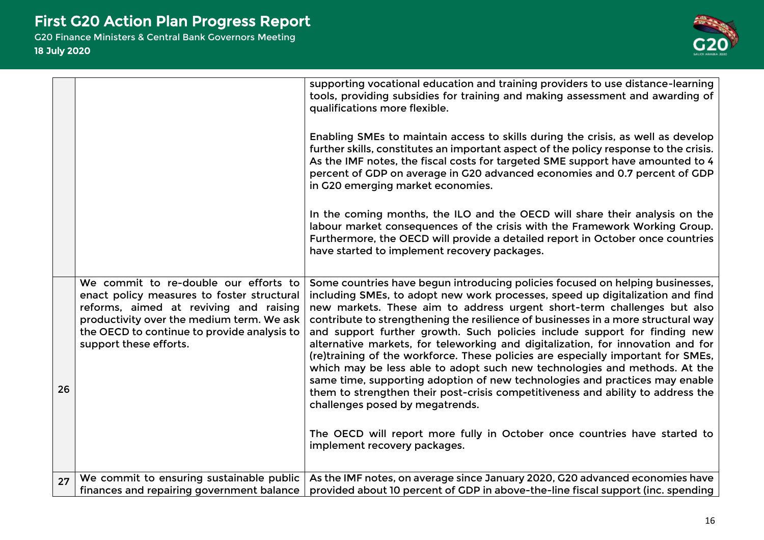| | | |
|---|---|---|
| | | supporting vocational education and training providers to use distance-learning tools, providing subsidies for training and making assessment and awarding of qualifications more flexible.<br><br>Enabling SMEs to maintain access to skills during the crisis, as well as develop further skills, constitutes an important aspect of the policy response to the crisis. As the IMF notes, the fiscal costs for targeted SME support have amounted to 4 percent of GDP on average in G20 advanced economies and 0.7 percent of GDP in G20 emerging market economies.<br><br>In the coming months, the ILO and the OECD will share their analysis on the labour market consequences of the crisis with the Framework Working Group. Furthermore, the OECD will provide a detailed report in October once countries have started to implement recovery packages. |
| 26 | We commit to re-double our efforts to enact policy measures to foster structural reforms, aimed at reviving and raising productivity over the medium term. We ask the OECD to continue to provide analysis to support these efforts. | Some countries have begun introducing policies focused on helping businesses, including SMEs, to adopt new work processes, speed up digitalization and find new markets. These aim to address urgent short-term challenges but also contribute to strengthening the resilience of businesses in a more structural way and support further growth. Such policies include support for finding new alternative markets, for teleworking and digitalization, for innovation and for (re)training of the workforce. These policies are especially important for SMEs, which may be less able to adopt such new technologies and methods. At the same time, supporting adoption of new technologies and practices may enable them to strengthen their post-crisis competitiveness and ability to address the challenges posed by megatrends.<br><br>The OECD will report more fully in October once countries have started to implement recovery packages. |
| 27 | We commit to ensuring sustainable public finances and repairing government balance | As the IMF notes, on average since January 2020, G20 advanced economies have provided about 10 percent of GDP in above-the-line fiscal support (inc. spending |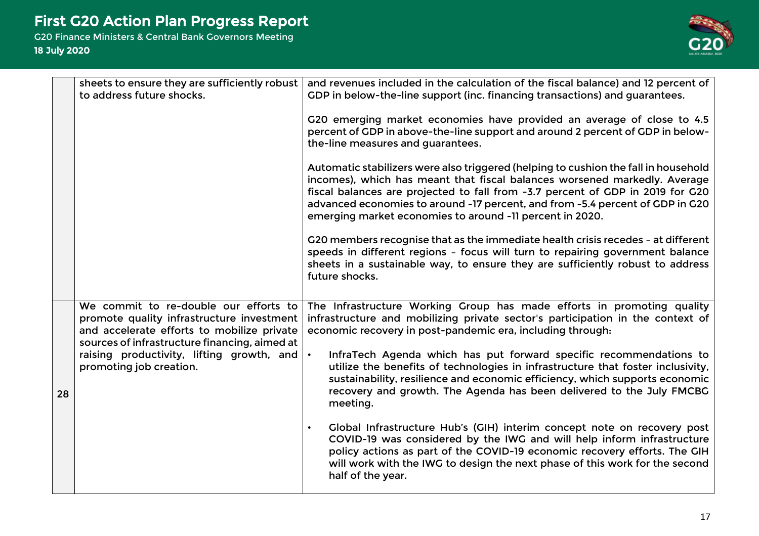| | | |
|---|---|---|
| | sheets to ensure they are sufficiently robust to address future shocks. | and revenues included in the calculation of the fiscal balance) and 12 percent of GDP in below-the-line support (inc. financing transactions) and guarantees.<br><br>G20 emerging market economies have provided an average of close to 4.5 percent of GDP in above-the-line support and around 2 percent of GDP in below-the-line measures and guarantees.<br><br>Automatic stabilizers were also triggered (helping to cushion the fall in household incomes), which has meant that fiscal balances worsened markedly. Average fiscal balances are projected to fall from -3.7 percent of GDP in 2019 for G20 advanced economies to around -17 percent, and from -5.4 percent of GDP in G20 emerging market economies to around -11 percent in 2020.<br><br>G20 members recognise that as the immediate health crisis recedes – at different speeds in different regions – focus will turn to repairing government balance sheets in a sustainable way, to ensure they are sufficiently robust to address future shocks. |
| 28 | We commit to re-double our efforts to promote quality infrastructure investment and accelerate efforts to mobilize private sources of infrastructure financing, aimed at raising productivity, lifting growth, and promoting job creation. | The Infrastructure Working Group has made efforts in promoting quality infrastructure and mobilizing private sector's participation in the context of economic recovery in post-pandemic era, including through:<br><br>• InfraTech Agenda which has put forward specific recommendations to utilize the benefits of technologies in infrastructure that foster inclusivity, sustainability, resilience and economic efficiency, which supports economic recovery and growth. The Agenda has been delivered to the July FMCBG meeting.<br><br>• Global Infrastructure Hub's (GIH) interim concept note on recovery post COVID-19 was considered by the IWG and will help inform infrastructure policy actions as part of the COVID-19 economic recovery efforts. The GIH will work with the IWG to design the next phase of this work for the second half of the year. |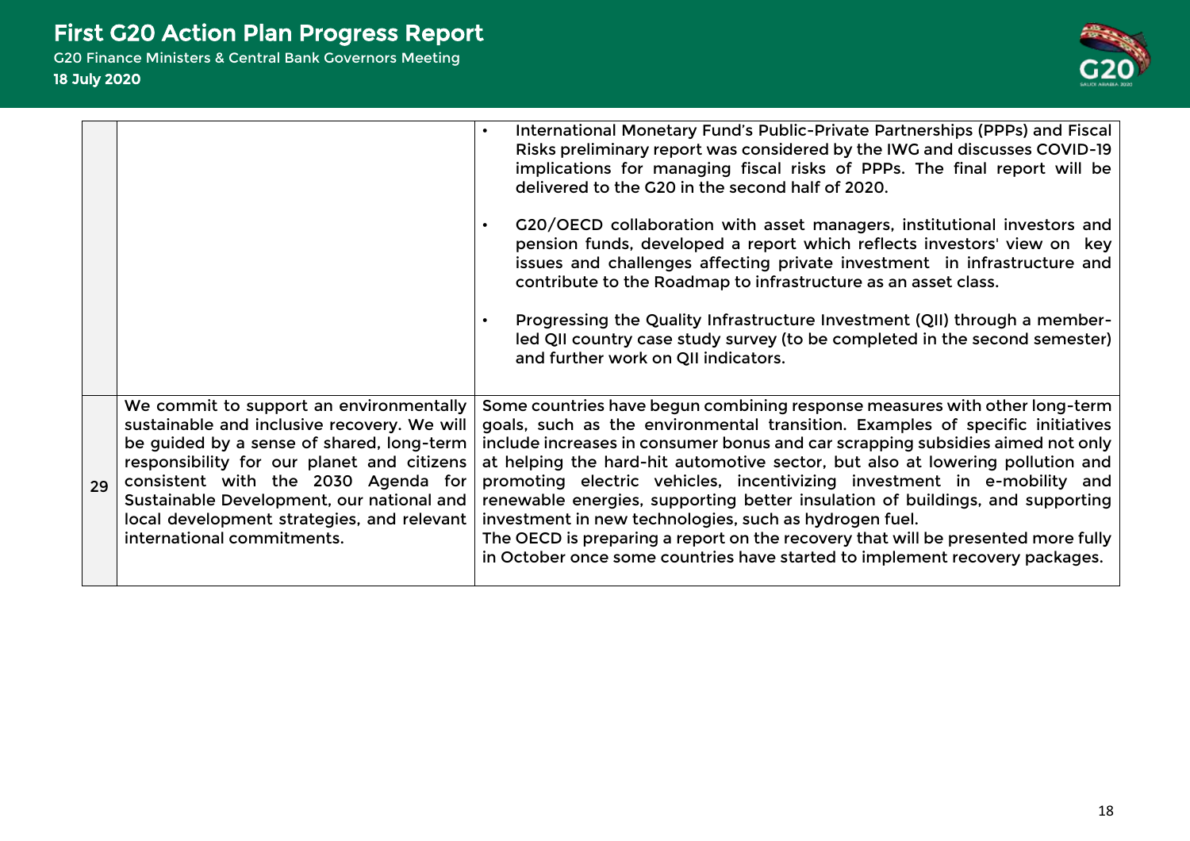| | | |
|---|---|---|
| | | • International Monetary Fund's Public-Private Partnerships (PPPs) and Fiscal Risks preliminary report was considered by the IWG and discusses COVID-19 implications for managing fiscal risks of PPPs. The final report will be delivered to the G20 in the second half of 2020.<br><br>• G20/OECD collaboration with asset managers, institutional investors and pension funds, developed a report which reflects investors' view on key issues and challenges affecting private investment in infrastructure and contribute to the Roadmap to infrastructure as an asset class.<br><br>• Progressing the Quality Infrastructure Investment (QII) through a member-led QII country case study survey (to be completed in the second semester) and further work on QII indicators. |
| 29 | We commit to support an environmentally sustainable and inclusive recovery. We will be guided by a sense of shared, long-term responsibility for our planet and citizens consistent with the 2030 Agenda for Sustainable Development, our national and local development strategies, and relevant international commitments. | Some countries have begun combining response measures with other long-term goals, such as the environmental transition. Examples of specific initiatives include increases in consumer bonus and car scrapping subsidies aimed not only at helping the hard-hit automotive sector, but also at lowering pollution and promoting electric vehicles, incentivizing investment in e-mobility and renewable energies, supporting better insulation of buildings, and supporting investment in new technologies, such as hydrogen fuel.<br>The OECD is preparing a report on the recovery that will be presented more fully in October once some countries have started to implement recovery packages. |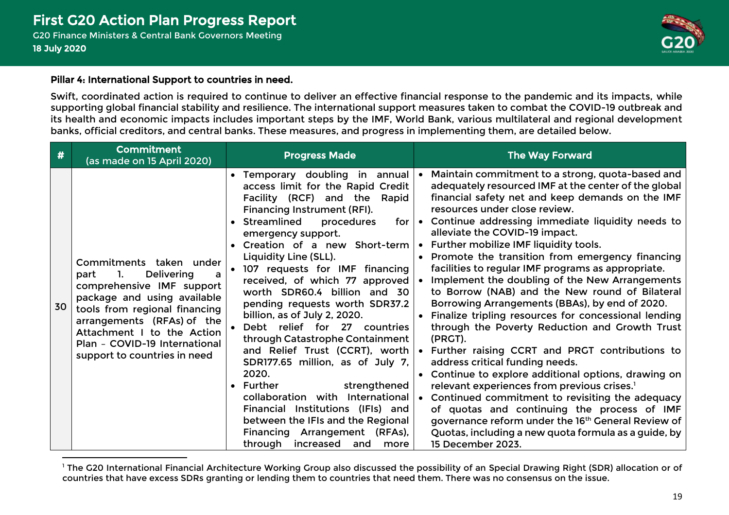**Pillar 4: International Support to countries in need.**

Swift, coordinated action is required to continue to deliver an effective financial response to the pandemic and its impacts, while supporting global financial stability and resilience. The international support measures taken to combat the COVID-19 outbreak and its health and economic impacts includes important steps by the IMF, World Bank, various multilateral and regional development banks, official creditors, and central banks. These measures, and progress in implementing them, are detailed below.

| # | Commitment (as made on 15 April 2020) | Progress Made | The Way Forward |
|---|---|---|---|
| 30 | Commitments taken under part 1. Delivering a comprehensive IMF support package and using available tools from regional financing arrangements (RFAs) of the Attachment I to the Action Plan – COVID-19 International support to countries in need | • Temporary doubling in annual access limit for the Rapid Credit Facility (RCF) and the Rapid Financing Instrument (RFI).<br>• Streamlined procedures for emergency support.<br>• Creation of a new Short-term Liquidity Line (SLL).<br>• 107 requests for IMF financing received, of which 77 approved worth SDR60.4 billion and 30 pending requests worth SDR37.2 billion, as of July 2, 2020.<br>• Debt relief for 27 countries through Catastrophe Containment and Relief Trust (CCRT), worth SDR177.65 million, as of July 7, 2020.<br>• Further strengthened collaboration with International Financial Institutions (IFIs) and between the IFIs and the Regional Financing Arrangement (RFAs), through increased and more | • Maintain commitment to a strong, quota-based and adequately resourced IMF at the center of the global financial safety net and keep demands on the IMF resources under close review.<br>• Continue addressing immediate liquidity needs to alleviate the COVID-19 impact.<br>• Further mobilize IMF liquidity tools.<br>• Promote the transition from emergency financing facilities to regular IMF programs as appropriate.<br>• Implement the doubling of the New Arrangements to Borrow (NAB) and the New round of Bilateral Borrowing Arrangements (BBAs), by end of 2020.<br>• Finalize tripling resources for concessional lending through the Poverty Reduction and Growth Trust (PRGT).<br>• Further raising CCRT and PRGT contributions to address critical funding needs.<br>• Continue to explore additional options, drawing on relevant experiences from previous crises.[1]<br>• Continued commitment to revisiting the adequacy of quotas and continuing the process of IMF governance reform under the 16th General Review of Quotas, including a new quota formula as a guide, by 15 December 2023. |

[1] The G20 International Financial Architecture Working Group also discussed the possibility of an Special Drawing Right (SDR) allocation or of countries that have excess SDRs granting or lending them to countries that need them. There was no consensus on the issue.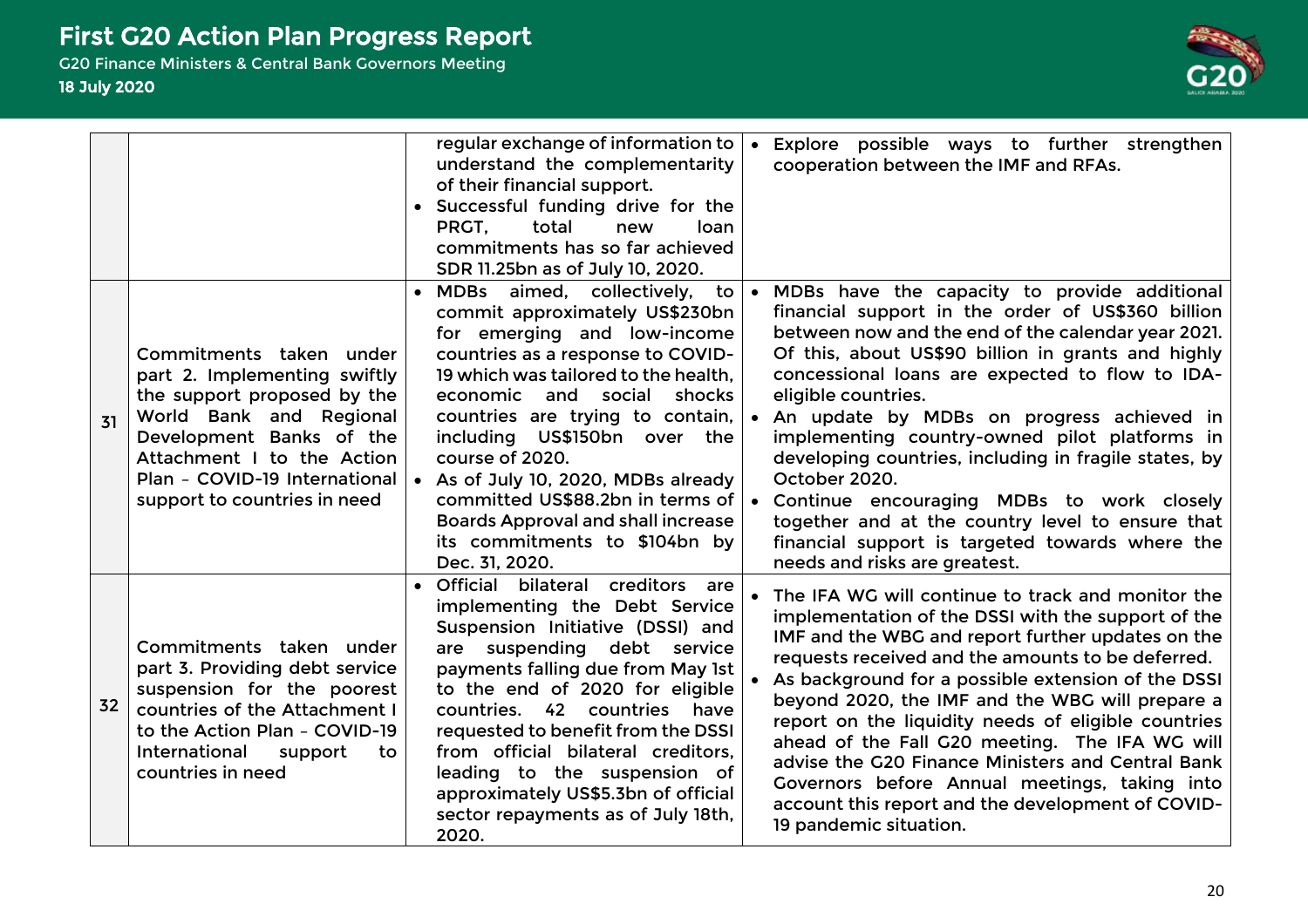|  |  |  |  |
|---|---|---|---|
|  |  | regular exchange of information to understand the complementarity of their financial support.<br>• Successful funding drive for the PRGT, total new loan commitments has so far achieved SDR 11.25bn as of July 10, 2020. | • Explore possible ways to further strengthen cooperation between the IMF and RFAs. |
| 31 | Commitments taken under part 2. Implementing swiftly the support proposed by the World Bank and Regional Development Banks of the Attachment I to the Action Plan - COVID-19 International support to countries in need | • MDBs aimed, collectively, to commit approximately US$230bn for emerging and low-income countries as a response to COVID-19 which was tailored to the health, economic and social shocks countries are trying to contain, including US$150bn over the course of 2020.<br>• As of July 10, 2020, MDBs already committed US$88.2bn in terms of Boards Approval and shall increase its commitments to $104bn by Dec. 31, 2020. | • MDBs have the capacity to provide additional financial support in the order of US$360 billion between now and the end of the calendar year 2021. Of this, about US$90 billion in grants and highly concessional loans are expected to flow to IDA-eligible countries.<br>• An update by MDBs on progress achieved in implementing country-owned pilot platforms in developing countries, including in fragile states, by October 2020.<br>• Continue encouraging MDBs to work closely together and at the country level to ensure that financial support is targeted towards where the needs and risks are greatest. |
| 32 | Commitments taken under part 3. Providing debt service suspension for the poorest countries of the Attachment I to the Action Plan - COVID-19 International support to countries in need | • Official bilateral creditors are implementing the Debt Service Suspension Initiative (DSSI) and are suspending debt service payments falling due from May 1st to the end of 2020 for eligible countries. 42 countries have requested to benefit from the DSSI from official bilateral creditors, leading to the suspension of approximately US$5.3bn of official sector repayments as of July 18th, 2020. | • The IFA WG will continue to track and monitor the implementation of the DSSI with the support of the IMF and the WBG and report further updates on the requests received and the amounts to be deferred.<br>• As background for a possible extension of the DSSI beyond 2020, the IMF and the WBG will prepare a report on the liquidity needs of eligible countries ahead of the Fall G20 meeting. The IFA WG will advise the G20 Finance Ministers and Central Bank Governors before Annual meetings, taking into account this report and the development of COVID-19 pandemic situation. |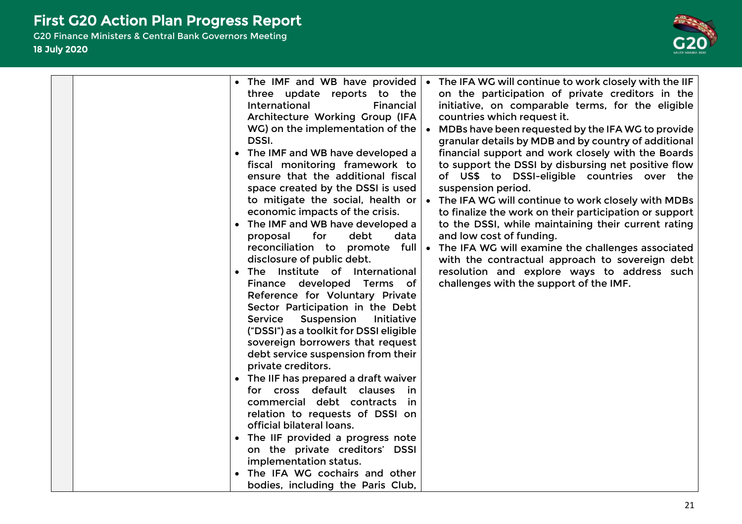| | | | |
|---|---|---|---|
| | | • The IMF and WB have provided three update reports to the International Financial Architecture Working Group (IFA WG) on the implementation of the DSSI.<br>• The IMF and WB have developed a fiscal monitoring framework to ensure that the additional fiscal space created by the DSSI is used to mitigate the social, health or economic impacts of the crisis.<br>• The IMF and WB have developed a proposal for debt data reconciliation to promote full disclosure of public debt.<br>• The Institute of International Finance developed Terms of Reference for Voluntary Private Sector Participation in the Debt Service Suspension Initiative ("DSSI") as a toolkit for DSSI eligible sovereign borrowers that request debt service suspension from their private creditors.<br>• The IIF has prepared a draft waiver for cross default clauses in commercial debt contracts in relation to requests of DSSI on official bilateral loans.<br>• The IIF provided a progress note on the private creditors' DSSI implementation status.<br>• The IFA WG cochairs and other bodies, including the Paris Club, | • The IFA WG will continue to work closely with the IIF on the participation of private creditors in the initiative, on comparable terms, for the eligible countries which request it.<br>• MDBs have been requested by the IFA WG to provide granular details by MDB and by country of additional financial support and work closely with the Boards to support the DSSI by disbursing net positive flow of US$ to DSSI-eligible countries over the suspension period.<br>• The IFA WG will continue to work closely with MDBs to finalize the work on their participation or support to the DSSI, while maintaining their current rating and low cost of funding.<br>• The IFA WG will examine the challenges associated with the contractual approach to sovereign debt resolution and explore ways to address such challenges with the support of the IMF. |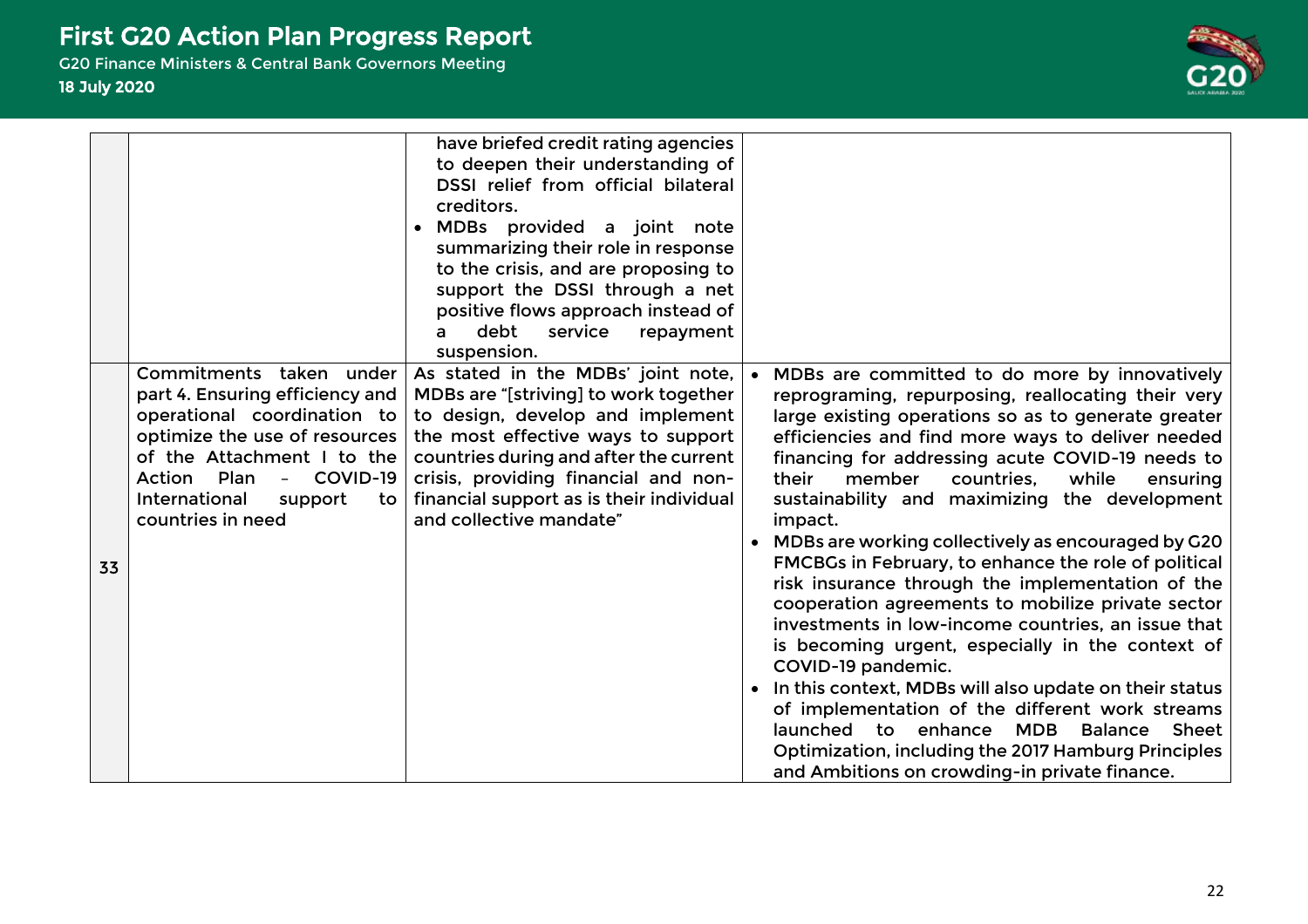| | | | |
|---|---|---|---|
| | | have briefed credit rating agencies to deepen their understanding of DSSI relief from official bilateral creditors.<br>• MDBs provided a joint note summarizing their role in response to the crisis, and are proposing to support the DSSI through a net positive flows approach instead of a debt service repayment suspension. | |
| 33 | Commitments taken under part 4. Ensuring efficiency and operational coordination to optimize the use of resources of the Attachment I to the Action Plan – COVID-19 International support to countries in need | As stated in the MDBs' joint note, MDBs are "[striving] to work together to design, develop and implement the most effective ways to support countries during and after the current crisis, providing financial and non-financial support as is their individual and collective mandate" | • MDBs are committed to do more by innovatively reprograming, repurposing, reallocating their very large existing operations so as to generate greater efficiencies and find more ways to deliver needed financing for addressing acute COVID-19 needs to their member countries, while ensuring sustainability and maximizing the development impact.<br>• MDBs are working collectively as encouraged by G20 FMCBGs in February, to enhance the role of political risk insurance through the implementation of the cooperation agreements to mobilize private sector investments in low-income countries, an issue that is becoming urgent, especially in the context of COVID-19 pandemic.<br>• In this context, MDBs will also update on their status of implementation of the different work streams launched to enhance MDB Balance Sheet Optimization, including the 2017 Hamburg Principles and Ambitions on crowding-in private finance. |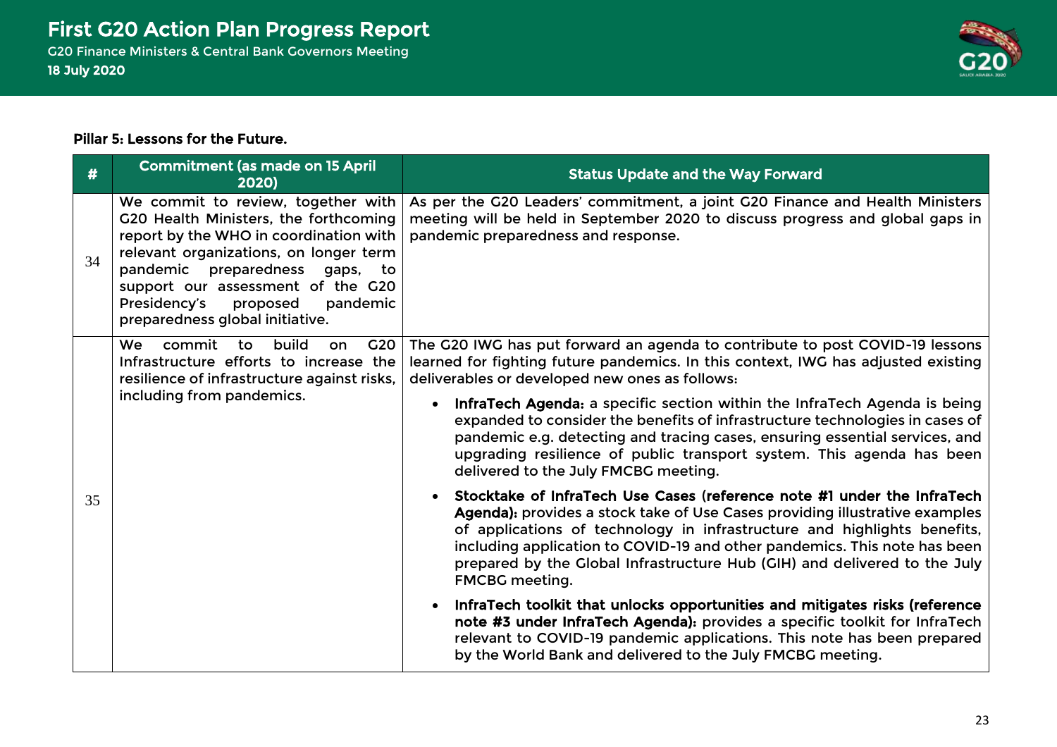**Pillar 5: Lessons for the Future.**

| # | Commitment (as made on 15 April 2020) | Status Update and the Way Forward |
|---|---|---|
| 34 | We commit to review, together with G20 Health Ministers, the forthcoming report by the WHO in coordination with relevant organizations, on longer term pandemic preparedness gaps, to support our assessment of the G20 Presidency's proposed pandemic preparedness global initiative. | As per the G20 Leaders' commitment, a joint G20 Finance and Health Ministers meeting will be held in September 2020 to discuss progress and global gaps in pandemic preparedness and response. |
| 35 | We commit to build on G20 Infrastructure efforts to increase the resilience of infrastructure against risks, including from pandemics. | The G20 IWG has put forward an agenda to contribute to post COVID-19 lessons learned for fighting future pandemics. In this context, IWG has adjusted existing deliverables or developed new ones as follows:<br><br>• **InfraTech Agenda:** a specific section within the InfraTech Agenda is being expanded to consider the benefits of infrastructure technologies in cases of pandemic e.g. detecting and tracing cases, ensuring essential services, and upgrading resilience of public transport system. This agenda has been delivered to the July FMCBG meeting.<br><br>• **Stocktake of InfraTech Use Cases (reference note #1 under the InfraTech Agenda):** provides a stock take of Use Cases providing illustrative examples of applications of technology in infrastructure and highlights benefits, including application to COVID-19 and other pandemics. This note has been prepared by the Global Infrastructure Hub (GIH) and delivered to the July FMCBG meeting.<br><br>• **InfraTech toolkit that unlocks opportunities and mitigates risks (reference note #3 under InfraTech Agenda):** provides a specific toolkit for InfraTech relevant to COVID-19 pandemic applications. This note has been prepared by the World Bank and delivered to the July FMCBG meeting. |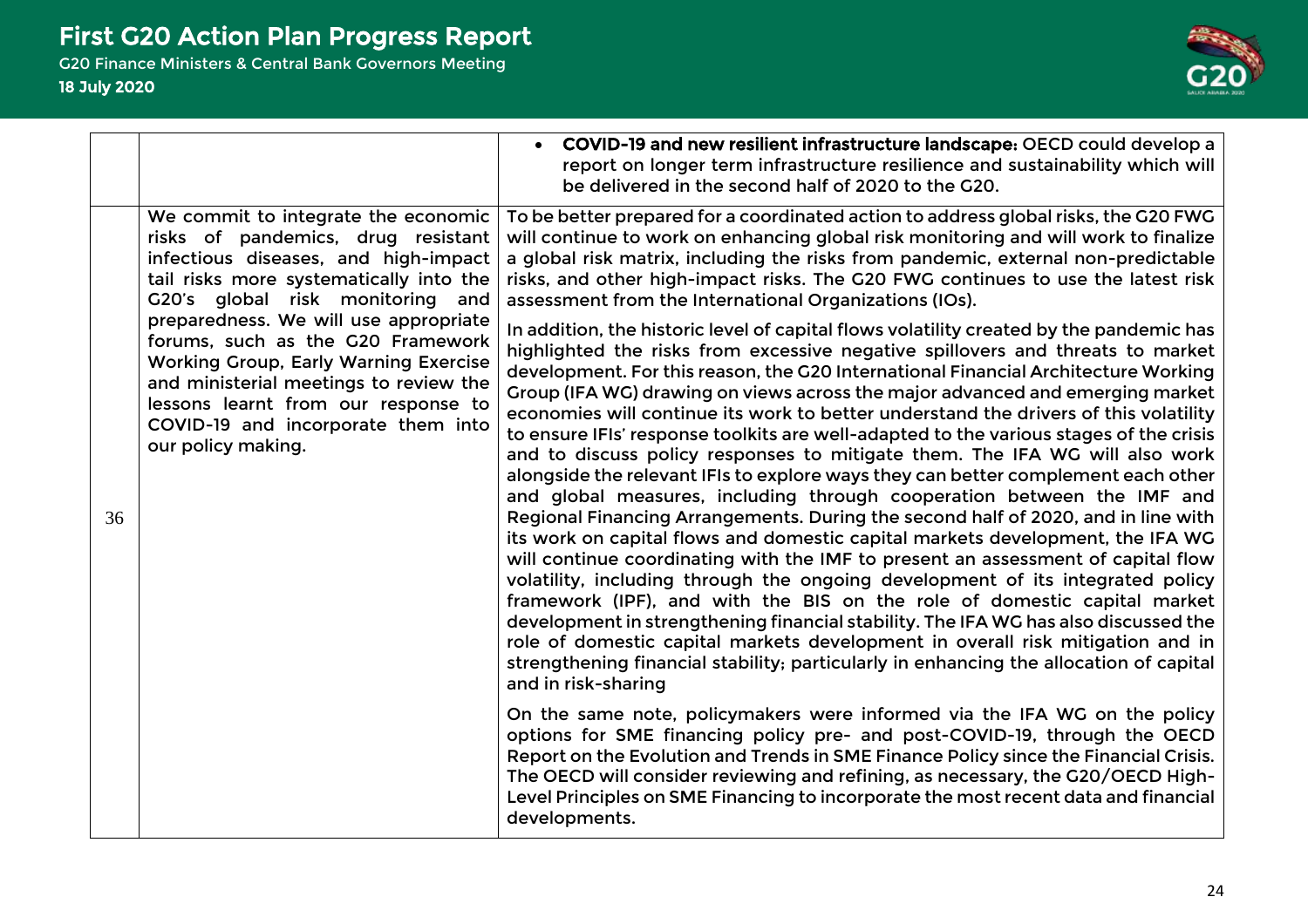| | | |
|---|---|---|
| | | • **COVID-19 and new resilient infrastructure landscape:** OECD could develop a report on longer term infrastructure resilience and sustainability which will be delivered in the second half of 2020 to the G20. |
| 36 | We commit to integrate the economic risks of pandemics, drug resistant infectious diseases, and high-impact tail risks more systematically into the G20's global risk monitoring and preparedness. We will use appropriate forums, such as the G20 Framework Working Group, Early Warning Exercise and ministerial meetings to review the lessons learnt from our response to COVID-19 and incorporate them into our policy making. | To be better prepared for a coordinated action to address global risks, the G20 FWG will continue to work on enhancing global risk monitoring and will work to finalize a global risk matrix, including the risks from pandemic, external non-predictable risks, and other high-impact risks. The G20 FWG continues to use the latest risk assessment from the International Organizations (IOs).<br><br>In addition, the historic level of capital flows volatility created by the pandemic has highlighted the risks from excessive negative spillovers and threats to market development. For this reason, the G20 International Financial Architecture Working Group (IFA WG) drawing on views across the major advanced and emerging market economies will continue its work to better understand the drivers of this volatility to ensure IFIs' response toolkits are well-adapted to the various stages of the crisis and to discuss policy responses to mitigate them. The IFA WG will also work alongside the relevant IFIs to explore ways they can better complement each other and global measures, including through cooperation between the IMF and Regional Financing Arrangements. During the second half of 2020, and in line with its work on capital flows and domestic capital markets development, the IFA WG will continue coordinating with the IMF to present an assessment of capital flow volatility, including through the ongoing development of its integrated policy framework (IPF), and with the BIS on the role of domestic capital market development in strengthening financial stability. The IFA WG has also discussed the role of domestic capital markets development in overall risk mitigation and in strengthening financial stability; particularly in enhancing the allocation of capital and in risk-sharing<br><br>On the same note, policymakers were informed via the IFA WG on the policy options for SME financing policy pre- and post-COVID-19, through the OECD Report on the Evolution and Trends in SME Finance Policy since the Financial Crisis. The OECD will consider reviewing and refining, as necessary, the G20/OECD High-Level Principles on SME Financing to incorporate the most recent data and financial developments. |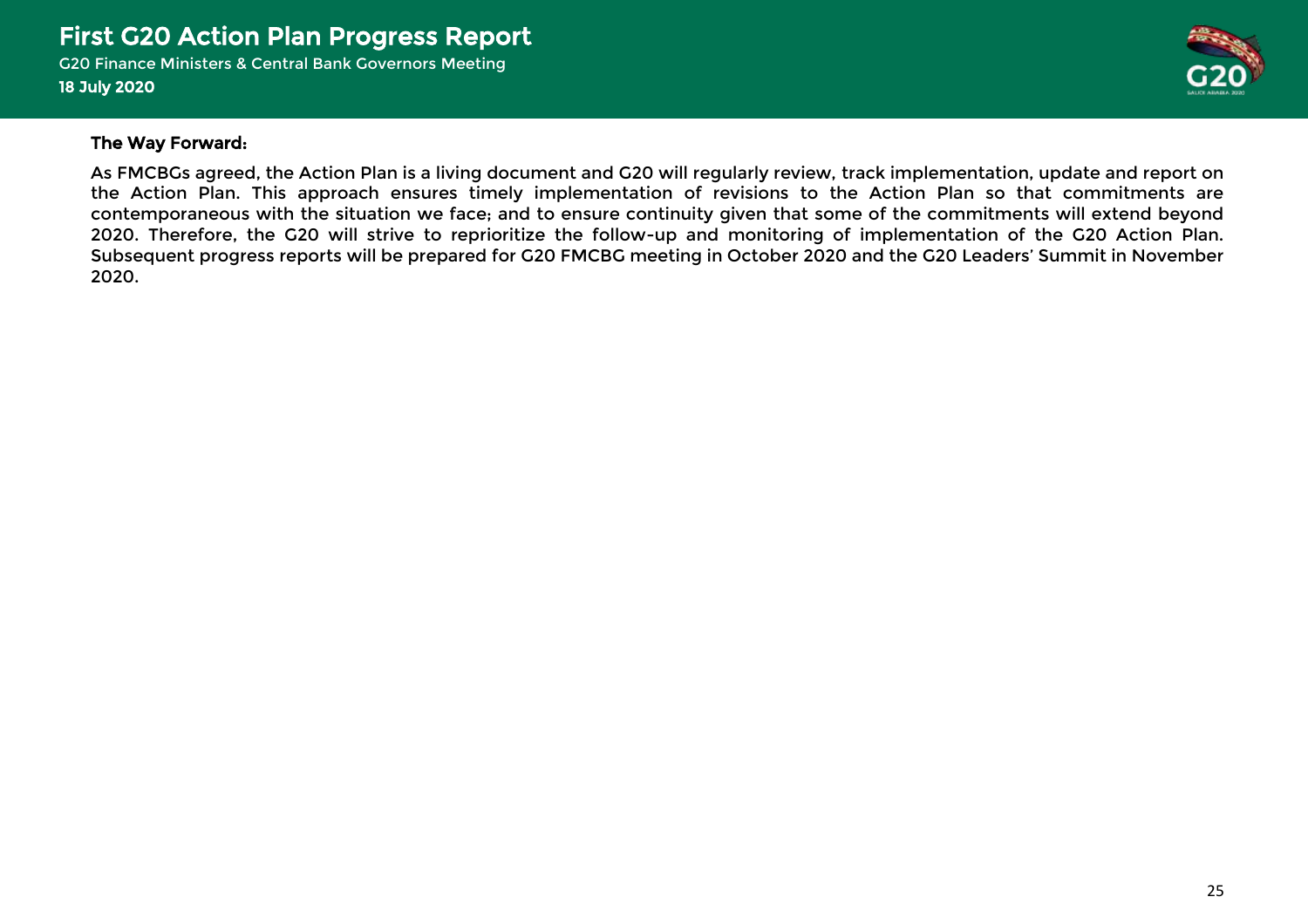**The Way Forward:**

As FMCBGs agreed, the Action Plan is a living document and G20 will regularly review, track implementation, update and report on the Action Plan. This approach ensures timely implementation of revisions to the Action Plan so that commitments are contemporaneous with the situation we face; and to ensure continuity given that some of the commitments will extend beyond 2020. Therefore, the G20 will strive to reprioritize the follow-up and monitoring of implementation of the G20 Action Plan. Subsequent progress reports will be prepared for G20 FMCBG meeting in October 2020 and the G20 Leaders' Summit in November 2020.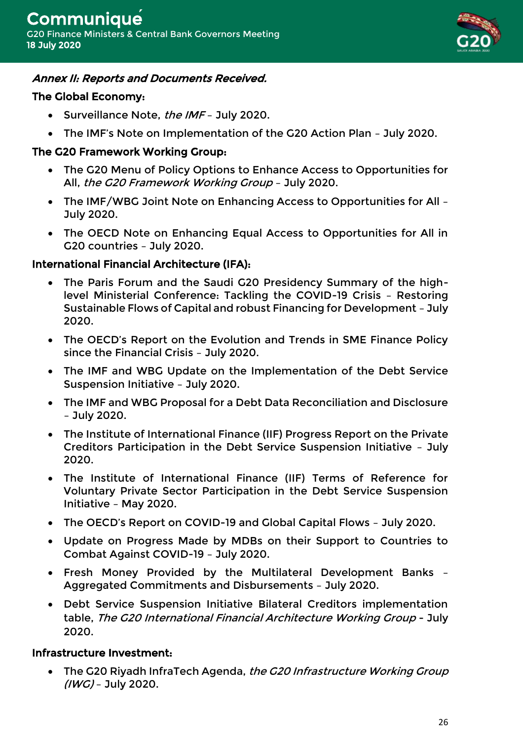***Annex II: Reports and Documents Received.***

**The Global Economy:**

- Surveillance Note, *the IMF* – July 2020.
- The IMF's Note on Implementation of the G20 Action Plan – July 2020.

**The G20 Framework Working Group:**

- The G20 Menu of Policy Options to Enhance Access to Opportunities for All, *the G20 Framework Working Group* – July 2020.
- The IMF/WBG Joint Note on Enhancing Access to Opportunities for All – July 2020.
- The OECD Note on Enhancing Equal Access to Opportunities for All in G20 countries – July 2020.

**International Financial Architecture (IFA):**

- The Paris Forum and the Saudi G20 Presidency Summary of the high-level Ministerial Conference: Tackling the COVID-19 Crisis – Restoring Sustainable Flows of Capital and robust Financing for Development – July 2020.
- The OECD's Report on the Evolution and Trends in SME Finance Policy since the Financial Crisis – July 2020.
- The IMF and WBG Update on the Implementation of the Debt Service Suspension Initiative – July 2020.
- The IMF and WBG Proposal for a Debt Data Reconciliation and Disclosure – July 2020.
- The Institute of International Finance (IIF) Progress Report on the Private Creditors Participation in the Debt Service Suspension Initiative – July 2020.
- The Institute of International Finance (IIF) Terms of Reference for Voluntary Private Sector Participation in the Debt Service Suspension Initiative – May 2020.
- The OECD's Report on COVID-19 and Global Capital Flows – July 2020.
- Update on Progress Made by MDBs on their Support to Countries to Combat Against COVID-19 – July 2020.
- Fresh Money Provided by the Multilateral Development Banks – Aggregated Commitments and Disbursements – July 2020.
- Debt Service Suspension Initiative Bilateral Creditors implementation table, *The G20 International Financial Architecture Working Group* - July 2020.

**Infrastructure Investment:**

- The G20 Riyadh InfraTech Agenda, *the G20 Infrastructure Working Group (IWG)* – July 2020.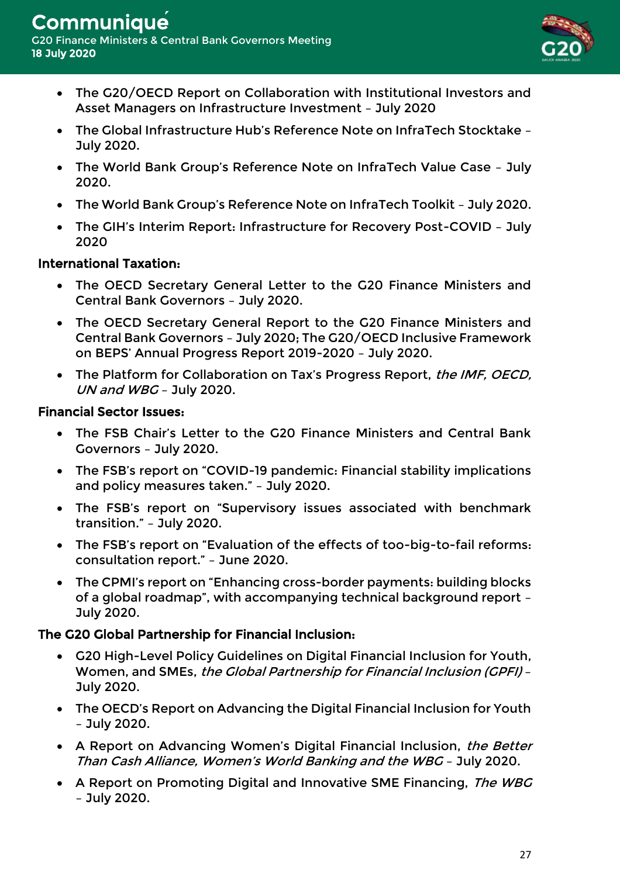- The G20/OECD Report on Collaboration with Institutional Investors and Asset Managers on Infrastructure Investment – July 2020
- The Global Infrastructure Hub's Reference Note on InfraTech Stocktake – July 2020.
- The World Bank Group's Reference Note on InfraTech Value Case – July 2020.
- The World Bank Group's Reference Note on InfraTech Toolkit – July 2020.
- The GIH's Interim Report: Infrastructure for Recovery Post-COVID – July 2020

**International Taxation:**

- The OECD Secretary General Letter to the G20 Finance Ministers and Central Bank Governors – July 2020.
- The OECD Secretary General Report to the G20 Finance Ministers and Central Bank Governors – July 2020; The G20/OECD Inclusive Framework on BEPS' Annual Progress Report 2019-2020 – July 2020.
- The Platform for Collaboration on Tax's Progress Report, *the IMF, OECD, UN and WBG* – July 2020.

**Financial Sector Issues:**

- The FSB Chair's Letter to the G20 Finance Ministers and Central Bank Governors – July 2020.
- The FSB's report on "COVID-19 pandemic: Financial stability implications and policy measures taken." – July 2020.
- The FSB's report on "Supervisory issues associated with benchmark transition." – July 2020.
- The FSB's report on "Evaluation of the effects of too-big-to-fail reforms: consultation report." – June 2020.
- The CPMI's report on "Enhancing cross-border payments: building blocks of a global roadmap", with accompanying technical background report – July 2020.

**The G20 Global Partnership for Financial Inclusion:**

- G20 High-Level Policy Guidelines on Digital Financial Inclusion for Youth, Women, and SMEs, *the Global Partnership for Financial Inclusion (GPFI)* – July 2020.
- The OECD's Report on Advancing the Digital Financial Inclusion for Youth – July 2020.
- A Report on Advancing Women's Digital Financial Inclusion, *the Better Than Cash Alliance, Women's World Banking and the WBG* – July 2020.
- A Report on Promoting Digital and Innovative SME Financing, *The WBG* – July 2020.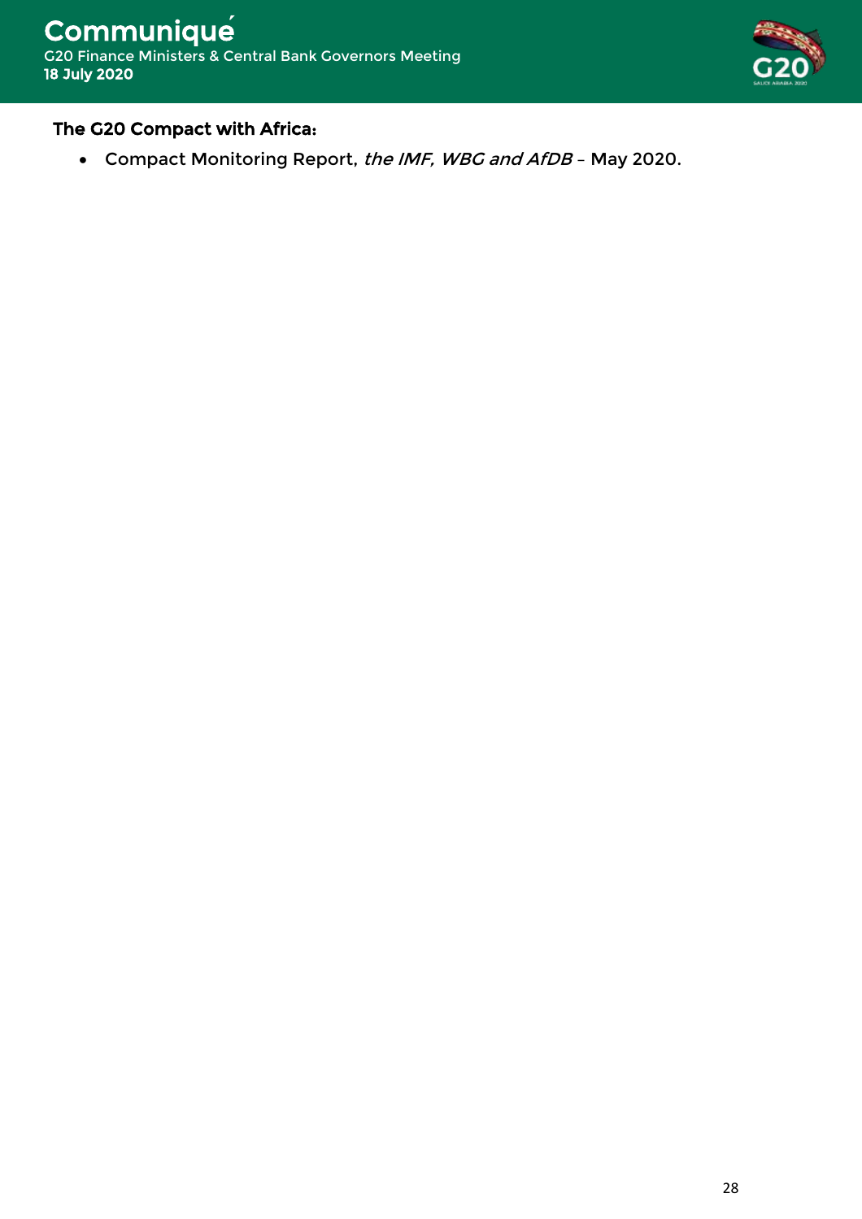**The G20 Compact with Africa:**

- Compact Monitoring Report, *the IMF, WBG and AfDB* – May 2020.